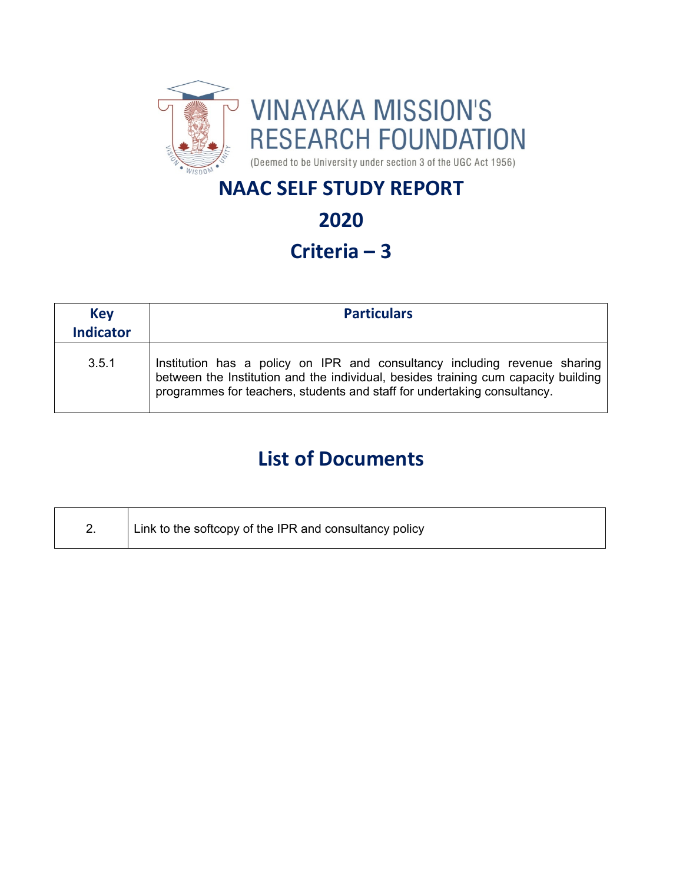VINAYAKA MISSION'S RESEARCH FOUNDATION

(Deemed to be University under section 3 of the UGC Act 1956)

# NAAC SELF STUDY REPORT

# 2020

# Criteria – 3

| Key Indicator | Particulars |
|---|---|
| 3.5.1 | Institution has a policy on IPR and consultancy including revenue sharing between the Institution and the individual, besides training cum capacity building programmes for teachers, students and staff for undertaking consultancy. |

## List of Documents

| 2. | Link to the softcopy of the IPR and consultancy policy |
|---|---|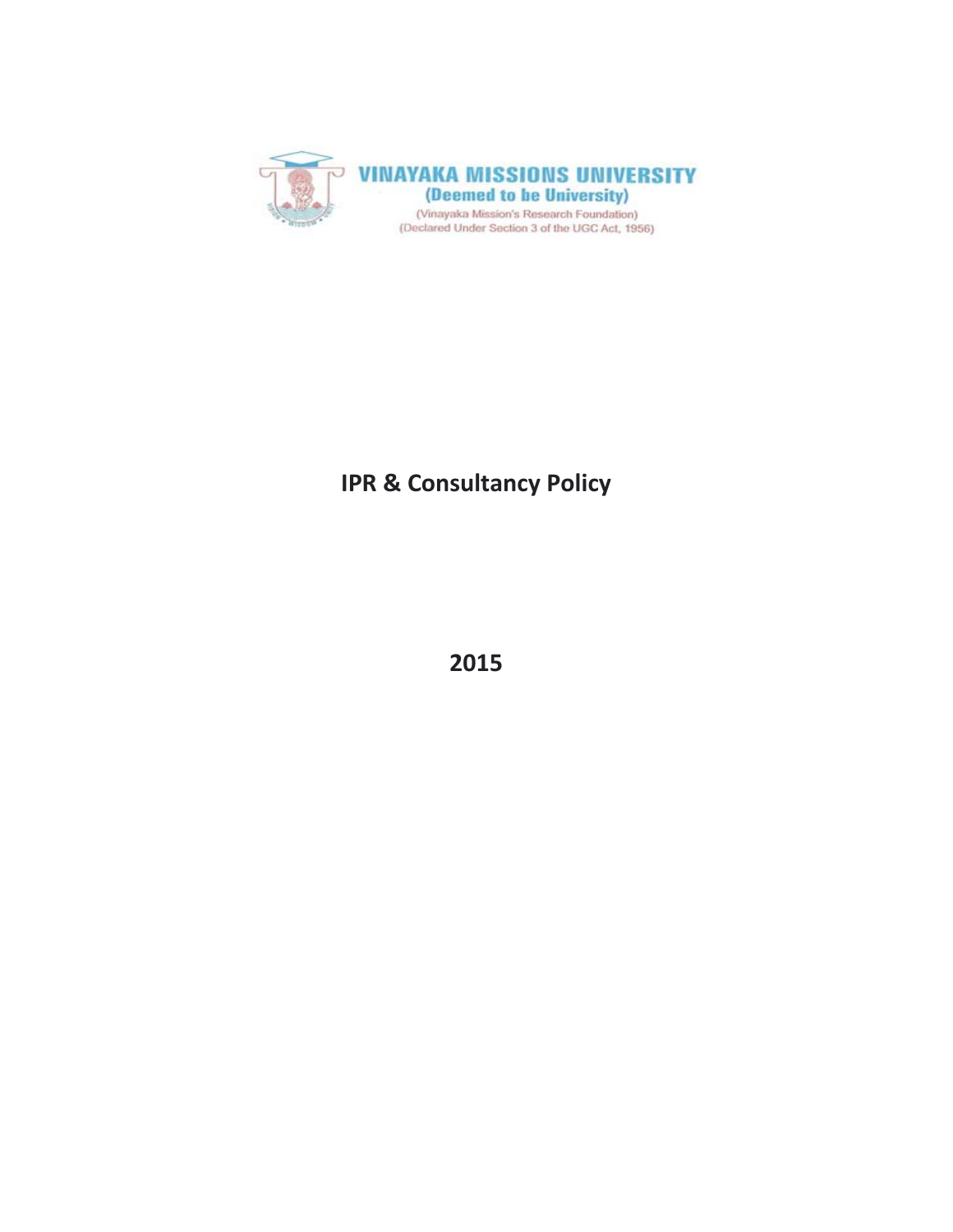**VINAYAKA MISSIONS UNIVERSITY**

**(Deemed to be University)**

(Vinayaka Mission's Research Foundation)

(Declared Under Section 3 of the UGC Act, 1956)

# IPR & Consultancy Policy

**2015**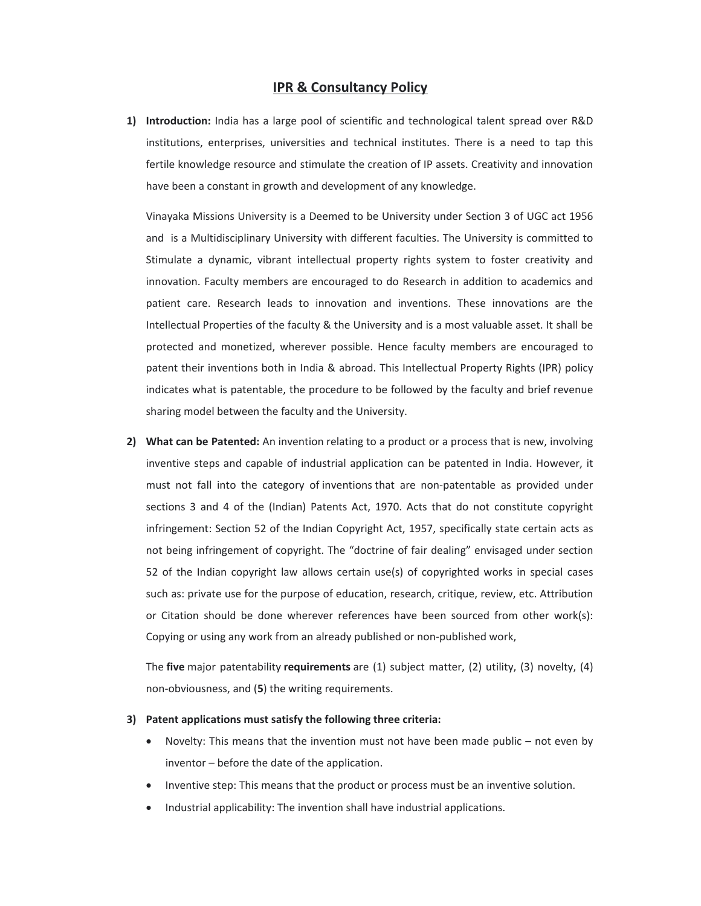# IPR & Consultancy Policy

1) **Introduction:** India has a large pool of scientific and technological talent spread over R&D institutions, enterprises, universities and technical institutes. There is a need to tap this fertile knowledge resource and stimulate the creation of IP assets. Creativity and innovation have been a constant in growth and development of any knowledge.

   Vinayaka Missions University is a Deemed to be University under Section 3 of UGC act 1956 and is a Multidisciplinary University with different faculties. The University is committed to Stimulate a dynamic, vibrant intellectual property rights system to foster creativity and innovation. Faculty members are encouraged to do Research in addition to academics and patient care. Research leads to innovation and inventions. These innovations are the Intellectual Properties of the faculty & the University and is a most valuable asset. It shall be protected and monetized, wherever possible. Hence faculty members are encouraged to patent their inventions both in India & abroad. This Intellectual Property Rights (IPR) policy indicates what is patentable, the procedure to be followed by the faculty and brief revenue sharing model between the faculty and the University.

2) **What can be Patented:** An invention relating to a product or a process that is new, involving inventive steps and capable of industrial application can be patented in India. However, it must not fall into the category of inventions that are non-patentable as provided under sections 3 and 4 of the (Indian) Patents Act, 1970. Acts that do not constitute copyright infringement: Section 52 of the Indian Copyright Act, 1957, specifically state certain acts as not being infringement of copyright. The "doctrine of fair dealing" envisaged under section 52 of the Indian copyright law allows certain use(s) of copyrighted works in special cases such as: private use for the purpose of education, research, critique, review, etc. Attribution or Citation should be done wherever references have been sourced from other work(s): Copying or using any work from an already published or non-published work,

   The **five** major patentability **requirements** are (1) subject matter, (2) utility, (3) novelty, (4) non-obviousness, and (**5**) the writing requirements.

3) **Patent applications must satisfy the following three criteria:**

   - Novelty: This means that the invention must not have been made public – not even by inventor – before the date of the application.
   - Inventive step: This means that the product or process must be an inventive solution.
   - Industrial applicability: The invention shall have industrial applications.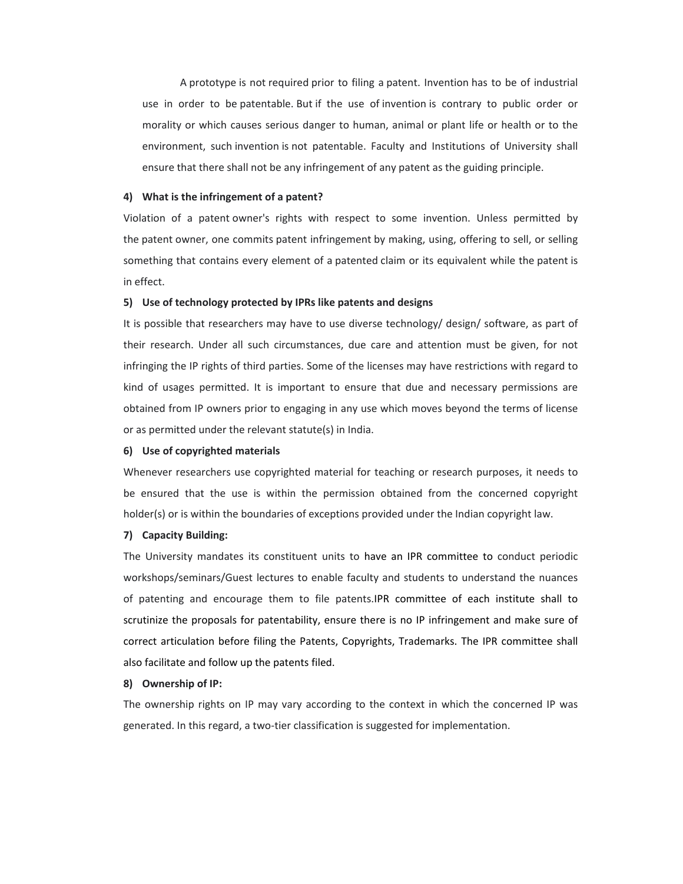A prototype is not required prior to filing a patent. Invention has to be of industrial use in order to be patentable. But if the use of invention is contrary to public order or morality or which causes serious danger to human, animal or plant life or health or to the environment, such invention is not patentable. Faculty and Institutions of University shall ensure that there shall not be any infringement of any patent as the guiding principle.

**4) What is the infringement of a patent?**

Violation of a patent owner's rights with respect to some invention. Unless permitted by the patent owner, one commits patent infringement by making, using, offering to sell, or selling something that contains every element of a patented claim or its equivalent while the patent is in effect.

**5) Use of technology protected by IPRs like patents and designs**

It is possible that researchers may have to use diverse technology/ design/ software, as part of their research. Under all such circumstances, due care and attention must be given, for not infringing the IP rights of third parties. Some of the licenses may have restrictions with regard to kind of usages permitted. It is important to ensure that due and necessary permissions are obtained from IP owners prior to engaging in any use which moves beyond the terms of license or as permitted under the relevant statute(s) in India.

**6) Use of copyrighted materials**

Whenever researchers use copyrighted material for teaching or research purposes, it needs to be ensured that the use is within the permission obtained from the concerned copyright holder(s) or is within the boundaries of exceptions provided under the Indian copyright law.

**7) Capacity Building:**

The University mandates its constituent units to have an IPR committee to conduct periodic workshops/seminars/Guest lectures to enable faculty and students to understand the nuances of patenting and encourage them to file patents.IPR committee of each institute shall to scrutinize the proposals for patentability, ensure there is no IP infringement and make sure of correct articulation before filing the Patents, Copyrights, Trademarks. The IPR committee shall also facilitate and follow up the patents filed.

**8) Ownership of IP:**

The ownership rights on IP may vary according to the context in which the concerned IP was generated. In this regard, a two-tier classification is suggested for implementation.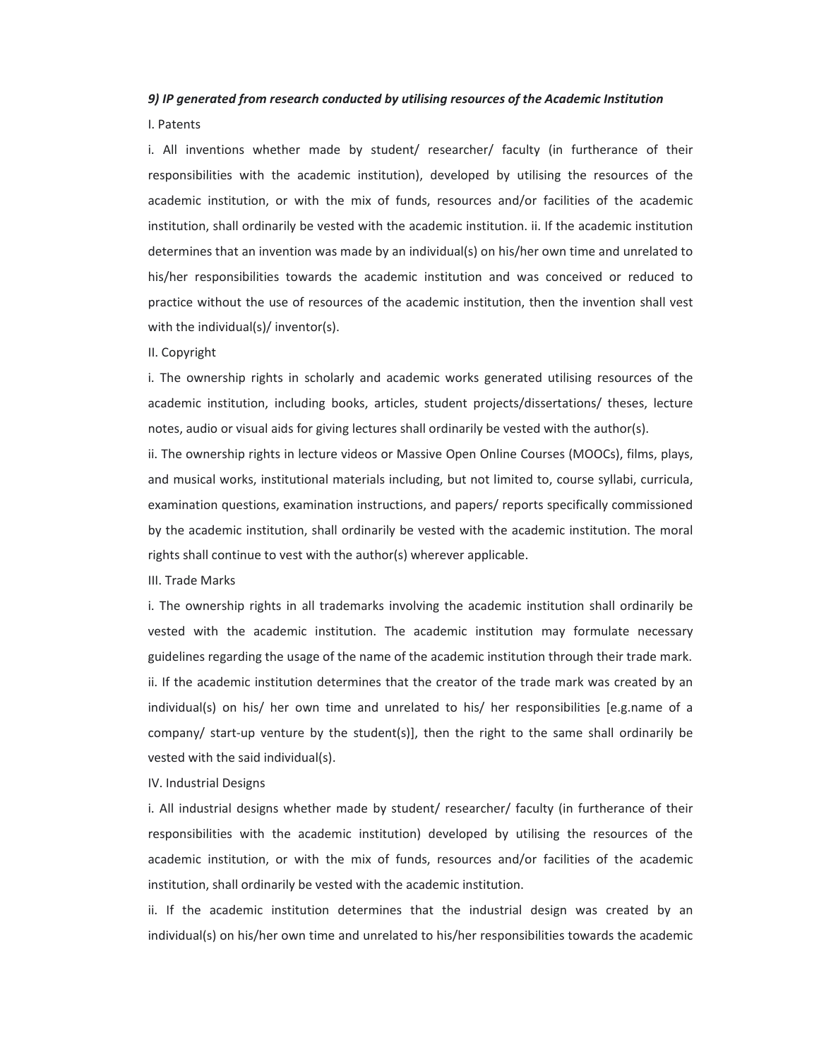***9) IP generated from research conducted by utilising resources of the Academic Institution***

I. Patents

i. All inventions whether made by student/ researcher/ faculty (in furtherance of their responsibilities with the academic institution), developed by utilising the resources of the academic institution, or with the mix of funds, resources and/or facilities of the academic institution, shall ordinarily be vested with the academic institution. ii. If the academic institution determines that an invention was made by an individual(s) on his/her own time and unrelated to his/her responsibilities towards the academic institution and was conceived or reduced to practice without the use of resources of the academic institution, then the invention shall vest with the individual(s)/ inventor(s).

II. Copyright

i. The ownership rights in scholarly and academic works generated utilising resources of the academic institution, including books, articles, student projects/dissertations/ theses, lecture notes, audio or visual aids for giving lectures shall ordinarily be vested with the author(s).

ii. The ownership rights in lecture videos or Massive Open Online Courses (MOOCs), films, plays, and musical works, institutional materials including, but not limited to, course syllabi, curricula, examination questions, examination instructions, and papers/ reports specifically commissioned by the academic institution, shall ordinarily be vested with the academic institution. The moral rights shall continue to vest with the author(s) wherever applicable.

III. Trade Marks

i. The ownership rights in all trademarks involving the academic institution shall ordinarily be vested with the academic institution. The academic institution may formulate necessary guidelines regarding the usage of the name of the academic institution through their trade mark.

ii. If the academic institution determines that the creator of the trade mark was created by an individual(s) on his/ her own time and unrelated to his/ her responsibilities [e.g.name of a company/ start-up venture by the student(s)], then the right to the same shall ordinarily be vested with the said individual(s).

IV. Industrial Designs

i. All industrial designs whether made by student/ researcher/ faculty (in furtherance of their responsibilities with the academic institution) developed by utilising the resources of the academic institution, or with the mix of funds, resources and/or facilities of the academic institution, shall ordinarily be vested with the academic institution.

ii. If the academic institution determines that the industrial design was created by an individual(s) on his/her own time and unrelated to his/her responsibilities towards the academic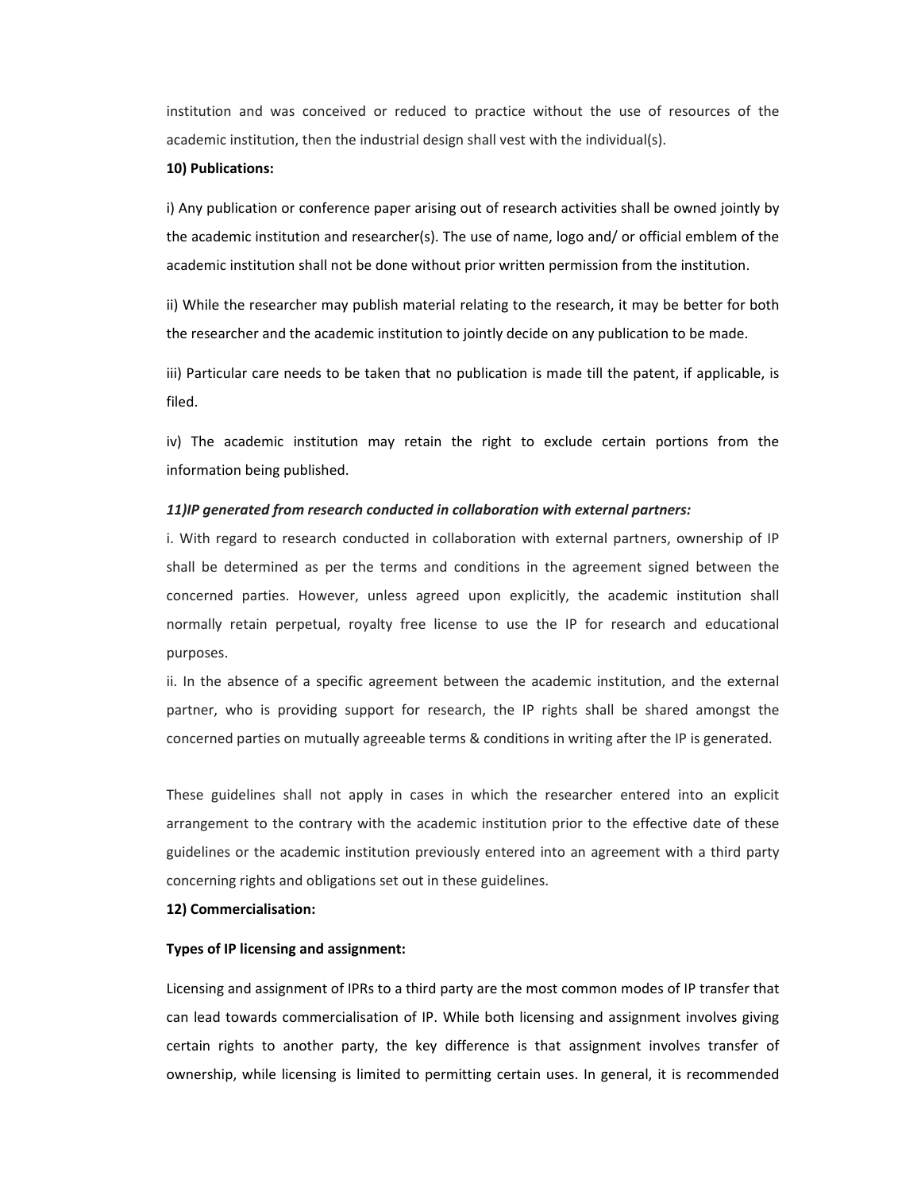institution and was conceived or reduced to practice without the use of resources of the academic institution, then the industrial design shall vest with the individual(s).

**10) Publications:**

i) Any publication or conference paper arising out of research activities shall be owned jointly by the academic institution and researcher(s). The use of name, logo and/ or official emblem of the academic institution shall not be done without prior written permission from the institution.

ii) While the researcher may publish material relating to the research, it may be better for both the researcher and the academic institution to jointly decide on any publication to be made.

iii) Particular care needs to be taken that no publication is made till the patent, if applicable, is filed.

iv) The academic institution may retain the right to exclude certain portions from the information being published.

***11)IP generated from research conducted in collaboration with external partners:***

i. With regard to research conducted in collaboration with external partners, ownership of IP shall be determined as per the terms and conditions in the agreement signed between the concerned parties. However, unless agreed upon explicitly, the academic institution shall normally retain perpetual, royalty free license to use the IP for research and educational purposes.

ii. In the absence of a specific agreement between the academic institution, and the external partner, who is providing support for research, the IP rights shall be shared amongst the concerned parties on mutually agreeable terms & conditions in writing after the IP is generated.

These guidelines shall not apply in cases in which the researcher entered into an explicit arrangement to the contrary with the academic institution prior to the effective date of these guidelines or the academic institution previously entered into an agreement with a third party concerning rights and obligations set out in these guidelines.

**12) Commercialisation:**

**Types of IP licensing and assignment:**

Licensing and assignment of IPRs to a third party are the most common modes of IP transfer that can lead towards commercialisation of IP. While both licensing and assignment involves giving certain rights to another party, the key difference is that assignment involves transfer of ownership, while licensing is limited to permitting certain uses. In general, it is recommended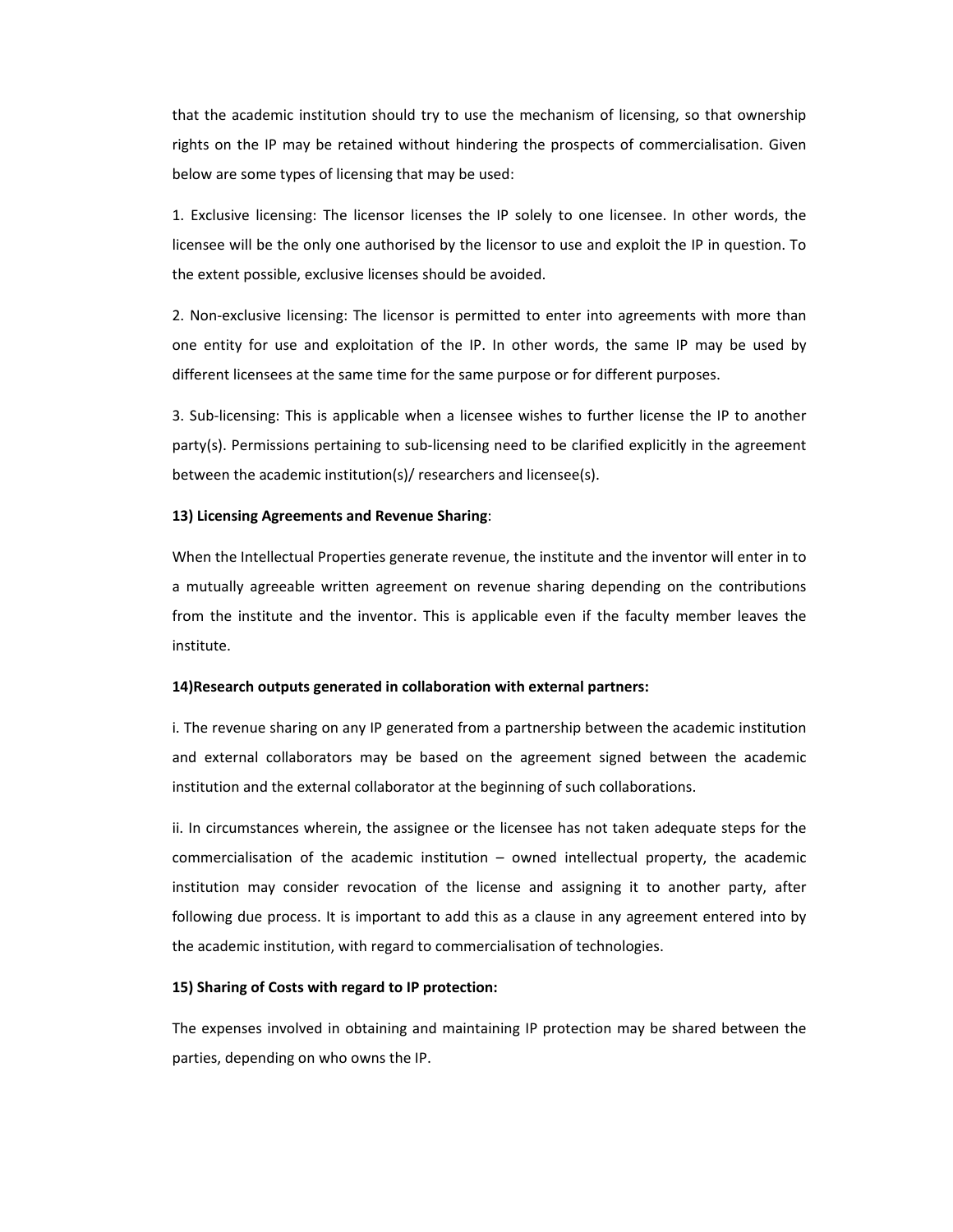that the academic institution should try to use the mechanism of licensing, so that ownership rights on the IP may be retained without hindering the prospects of commercialisation. Given below are some types of licensing that may be used:

1. Exclusive licensing: The licensor licenses the IP solely to one licensee. In other words, the licensee will be the only one authorised by the licensor to use and exploit the IP in question. To the extent possible, exclusive licenses should be avoided.

2. Non-exclusive licensing: The licensor is permitted to enter into agreements with more than one entity for use and exploitation of the IP. In other words, the same IP may be used by different licensees at the same time for the same purpose or for different purposes.

3. Sub-licensing: This is applicable when a licensee wishes to further license the IP to another party(s). Permissions pertaining to sub-licensing need to be clarified explicitly in the agreement between the academic institution(s)/ researchers and licensee(s).

**13) Licensing Agreements and Revenue Sharing**:

When the Intellectual Properties generate revenue, the institute and the inventor will enter in to a mutually agreeable written agreement on revenue sharing depending on the contributions from the institute and the inventor. This is applicable even if the faculty member leaves the institute.

**14)Research outputs generated in collaboration with external partners:**

i. The revenue sharing on any IP generated from a partnership between the academic institution and external collaborators may be based on the agreement signed between the academic institution and the external collaborator at the beginning of such collaborations.

ii. In circumstances wherein, the assignee or the licensee has not taken adequate steps for the commercialisation of the academic institution – owned intellectual property, the academic institution may consider revocation of the license and assigning it to another party, after following due process. It is important to add this as a clause in any agreement entered into by the academic institution, with regard to commercialisation of technologies.

**15) Sharing of Costs with regard to IP protection:**

The expenses involved in obtaining and maintaining IP protection may be shared between the parties, depending on who owns the IP.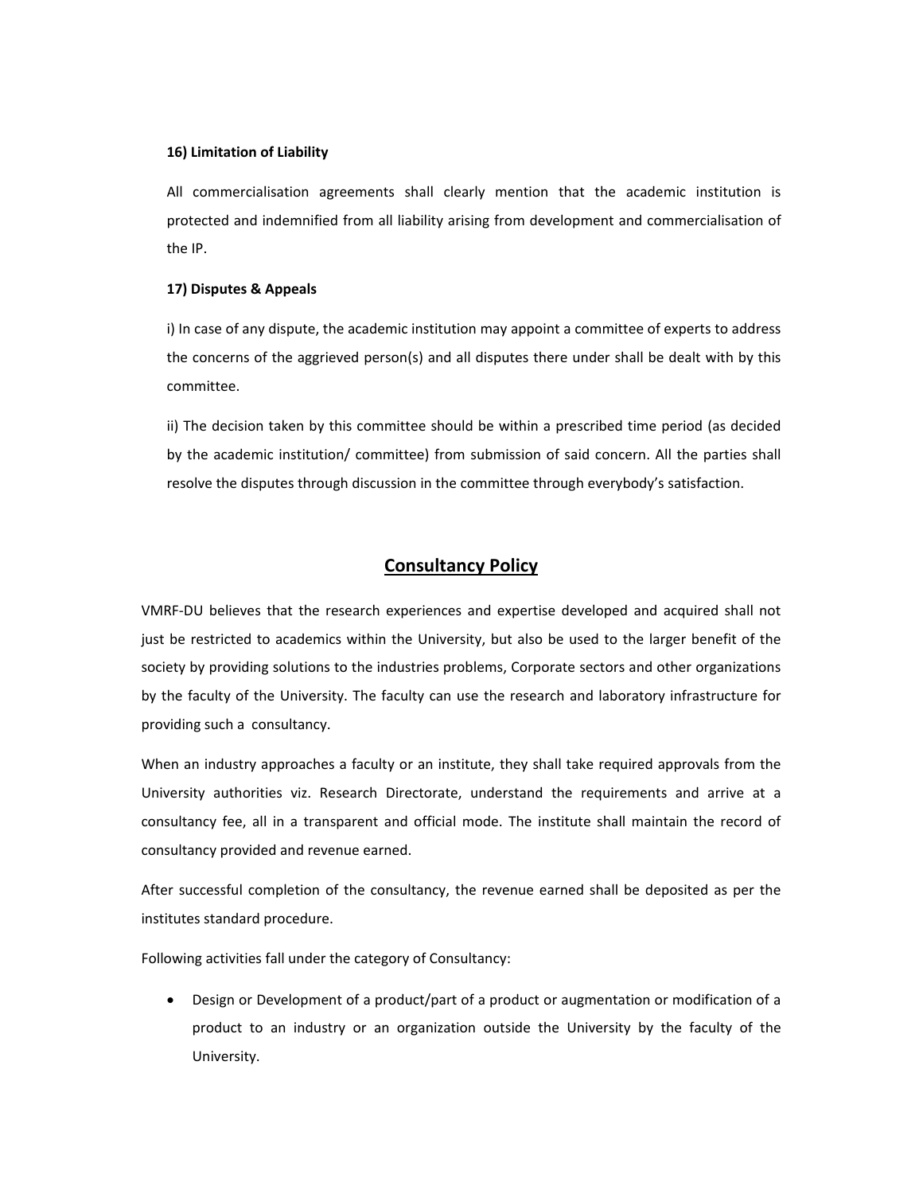**16) Limitation of Liability**

All commercialisation agreements shall clearly mention that the academic institution is protected and indemnified from all liability arising from development and commercialisation of the IP.

**17) Disputes & Appeals**

i) In case of any dispute, the academic institution may appoint a committee of experts to address the concerns of the aggrieved person(s) and all disputes there under shall be dealt with by this committee.

ii) The decision taken by this committee should be within a prescribed time period (as decided by the academic institution/ committee) from submission of said concern. All the parties shall resolve the disputes through discussion in the committee through everybody's satisfaction.

## Consultancy Policy

VMRF-DU believes that the research experiences and expertise developed and acquired shall not just be restricted to academics within the University, but also be used to the larger benefit of the society by providing solutions to the industries problems, Corporate sectors and other organizations by the faculty of the University. The faculty can use the research and laboratory infrastructure for providing such a consultancy.

When an industry approaches a faculty or an institute, they shall take required approvals from the University authorities viz. Research Directorate, understand the requirements and arrive at a consultancy fee, all in a transparent and official mode. The institute shall maintain the record of consultancy provided and revenue earned.

After successful completion of the consultancy, the revenue earned shall be deposited as per the institutes standard procedure.

Following activities fall under the category of Consultancy:

- Design or Development of a product/part of a product or augmentation or modification of a product to an industry or an organization outside the University by the faculty of the University.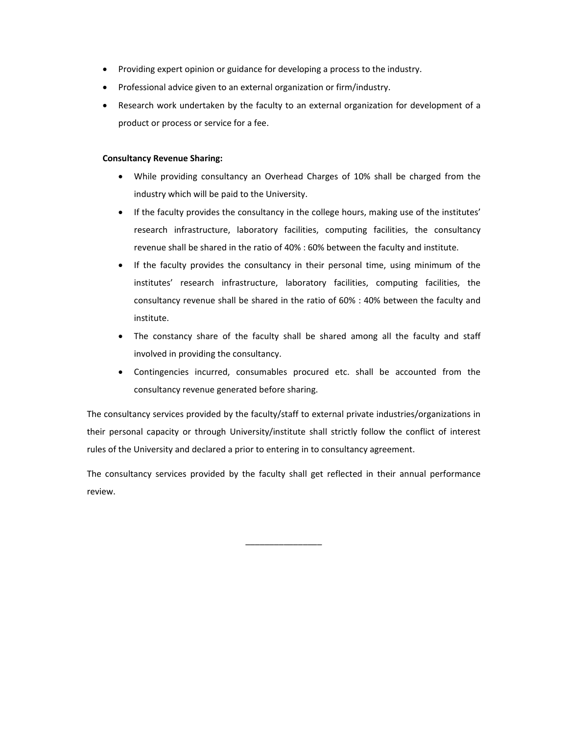- Providing expert opinion or guidance for developing a process to the industry.
- Professional advice given to an external organization or firm/industry.
- Research work undertaken by the faculty to an external organization for development of a product or process or service for a fee.

**Consultancy Revenue Sharing:**

- While providing consultancy an Overhead Charges of 10% shall be charged from the industry which will be paid to the University.
- If the faculty provides the consultancy in the college hours, making use of the institutes' research infrastructure, laboratory facilities, computing facilities, the consultancy revenue shall be shared in the ratio of 40% : 60% between the faculty and institute.
- If the faculty provides the consultancy in their personal time, using minimum of the institutes' research infrastructure, laboratory facilities, computing facilities, the consultancy revenue shall be shared in the ratio of 60% : 40% between the faculty and institute.
- The constancy share of the faculty shall be shared among all the faculty and staff involved in providing the consultancy.
- Contingencies incurred, consumables procured etc. shall be accounted from the consultancy revenue generated before sharing.

The consultancy services provided by the faculty/staff to external private industries/organizations in their personal capacity or through University/institute shall strictly follow the conflict of interest rules of the University and declared a prior to entering in to consultancy agreement.

The consultancy services provided by the faculty shall get reflected in their annual performance review.

________________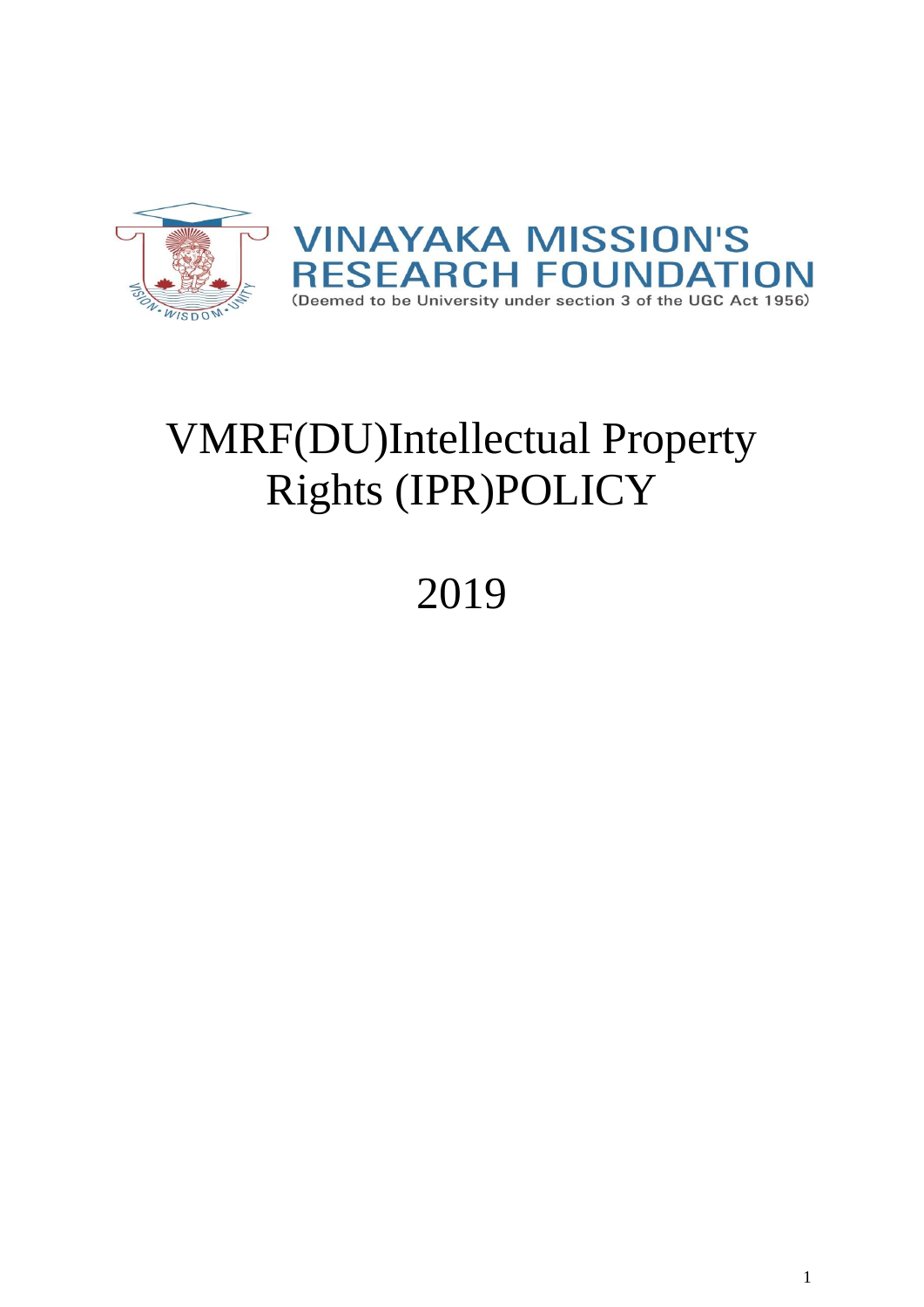VINAYAKA MISSION'S RESEARCH FOUNDATION

(Deemed to be University under section 3 of the UGC Act 1956)

# VMRF(DU)Intellectual Property Rights (IPR)POLICY

# 2019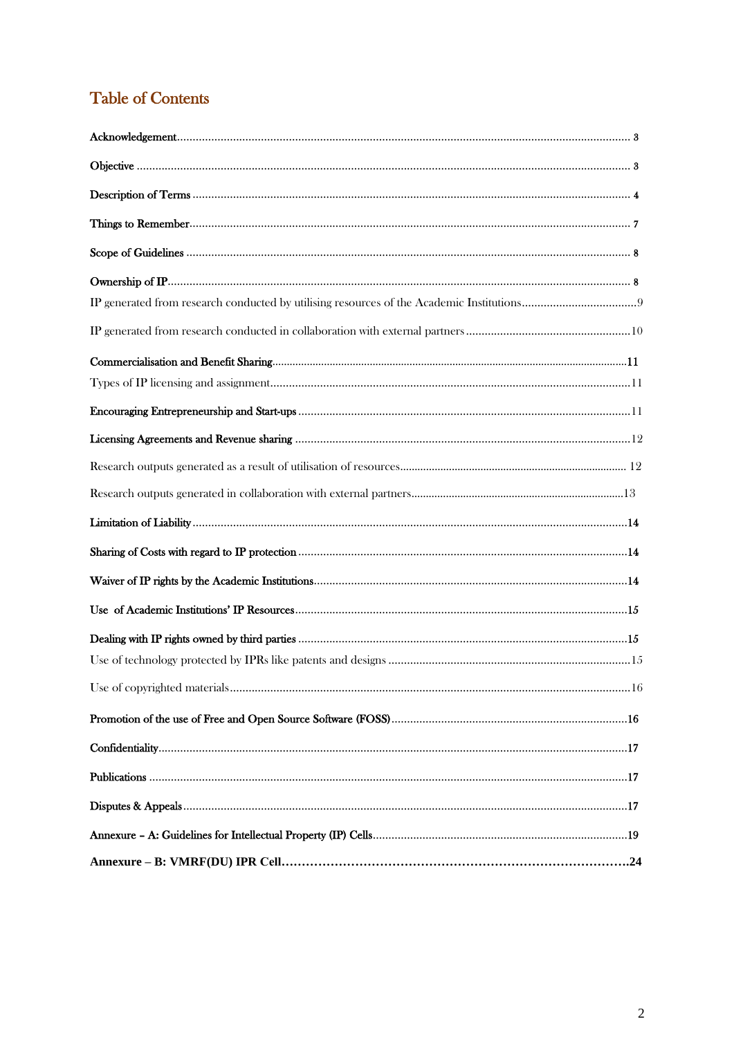## Table of Contents

**Acknowledgement** .......... 3

**Objective** .......... 3

**Description of Terms** .......... 4

**Things to Remember** .......... 7

**Scope of Guidelines** .......... 8

**Ownership of IP** .......... 8

IP generated from research conducted by utilising resources of the Academic Institutions .......... 9

IP generated from research conducted in collaboration with external partners .......... 10

**Commercialisation and Benefit Sharing** .......... 11

Types of IP licensing and assignment .......... 11

**Encouraging Entrepreneurship and Start-ups** .......... 11

**Licensing Agreements and Revenue sharing** .......... 12

Research outputs generated as a result of utilisation of resources .......... 12

Research outputs generated in collaboration with external partners .......... 13

**Limitation of Liability** .......... 14

**Sharing of Costs with regard to IP protection** .......... 14

**Waiver of IP rights by the Academic Institutions** .......... 14

**Use of Academic Institutions' IP Resources** .......... 15

**Dealing with IP rights owned by third parties** .......... 15

Use of technology protected by IPRs like patents and designs .......... 15

Use of copyrighted materials .......... 16

**Promotion of the use of Free and Open Source Software (FOSS)** .......... 16

**Confidentiality** .......... 17

**Publications** .......... 17

**Disputes & Appeals** .......... 17

**Annexure – A: Guidelines for Intellectual Property (IP) Cells** .......... 19

**Annexure – B: VMRF(DU) IPR Cell** .......... 24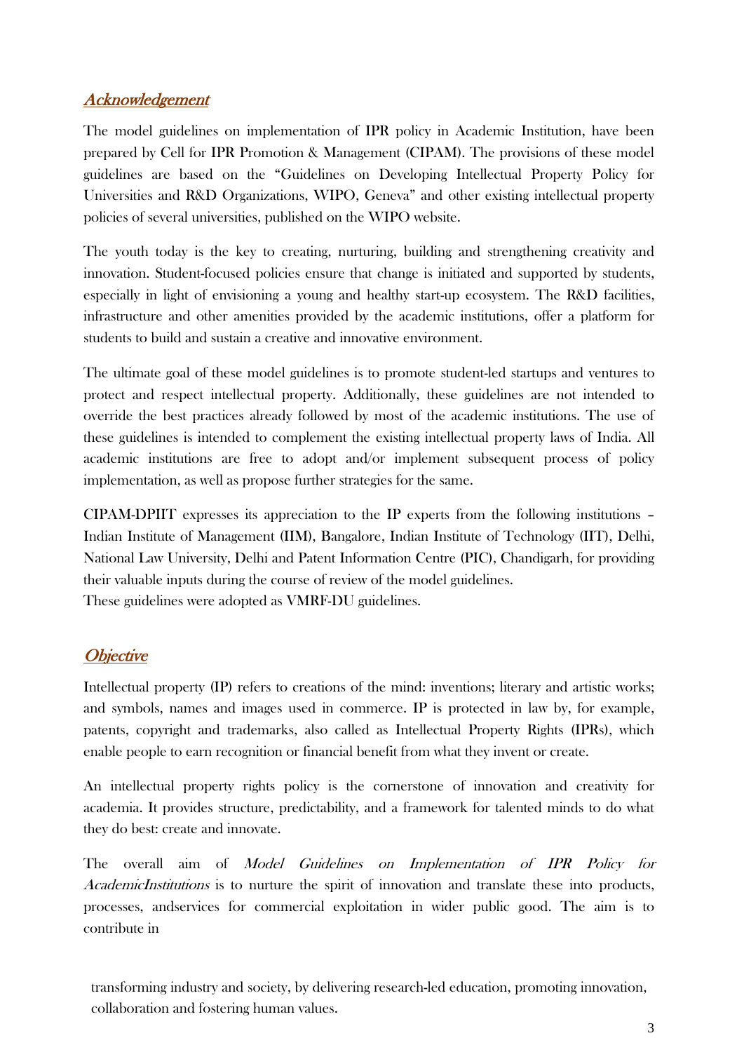## Acknowledgement

The model guidelines on implementation of IPR policy in Academic Institution, have been prepared by Cell for IPR Promotion & Management (CIPAM). The provisions of these model guidelines are based on the "Guidelines on Developing Intellectual Property Policy for Universities and R&D Organizations, WIPO, Geneva" and other existing intellectual property policies of several universities, published on the WIPO website.

The youth today is the key to creating, nurturing, building and strengthening creativity and innovation. Student-focused policies ensure that change is initiated and supported by students, especially in light of envisioning a young and healthy start-up ecosystem. The R&D facilities, infrastructure and other amenities provided by the academic institutions, offer a platform for students to build and sustain a creative and innovative environment.

The ultimate goal of these model guidelines is to promote student-led startups and ventures to protect and respect intellectual property. Additionally, these guidelines are not intended to override the best practices already followed by most of the academic institutions. The use of these guidelines is intended to complement the existing intellectual property laws of India. All academic institutions are free to adopt and/or implement subsequent process of policy implementation, as well as propose further strategies for the same.

CIPAM-DPIIT expresses its appreciation to the IP experts from the following institutions – Indian Institute of Management (IIM), Bangalore, Indian Institute of Technology (IIT), Delhi, National Law University, Delhi and Patent Information Centre (PIC), Chandigarh, for providing their valuable inputs during the course of review of the model guidelines.
These guidelines were adopted as VMRF-DU guidelines.

## Objective

Intellectual property (IP) refers to creations of the mind: inventions; literary and artistic works; and symbols, names and images used in commerce. IP is protected in law by, for example, patents, copyright and trademarks, also called as Intellectual Property Rights (IPRs), which enable people to earn recognition or financial benefit from what they invent or create.

An intellectual property rights policy is the cornerstone of innovation and creativity for academia. It provides structure, predictability, and a framework for talented minds to do what they do best: create and innovate.

The overall aim of *Model Guidelines on Implementation of IPR Policy for AcademicInstitutions* is to nurture the spirit of innovation and translate these into products, processes, andservices for commercial exploitation in wider public good. The aim is to contribute in

transforming industry and society, by delivering research-led education, promoting innovation, collaboration and fostering human values.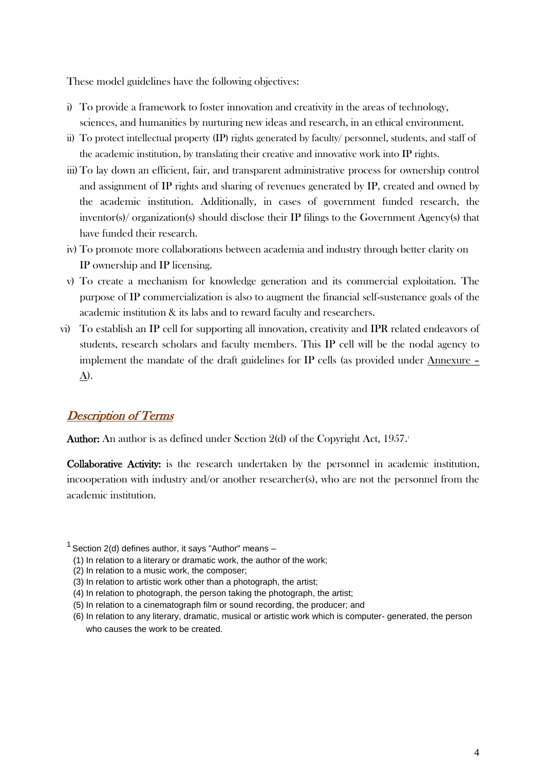These model guidelines have the following objectives:

i) To provide a framework to foster innovation and creativity in the areas of technology, sciences, and humanities by nurturing new ideas and research, in an ethical environment.

ii) To protect intellectual property (IP) rights generated by faculty/ personnel, students, and staff of the academic institution, by translating their creative and innovative work into IP rights.

iii) To lay down an efficient, fair, and transparent administrative process for ownership control and assignment of IP rights and sharing of revenues generated by IP, created and owned by the academic institution. Additionally, in cases of government funded research, the inventor(s)/ organization(s) should disclose their IP filings to the Government Agency(s) that have funded their research.

iv) To promote more collaborations between academia and industry through better clarity on IP ownership and IP licensing.

v) To create a mechanism for knowledge generation and its commercial exploitation. The purpose of IP commercialization is also to augment the financial self-sustenance goals of the academic institution & its labs and to reward faculty and researchers.

vi) To establish an IP cell for supporting all innovation, creativity and IPR related endeavors of students, research scholars and faculty members. This IP cell will be the nodal agency to implement the mandate of the draft guidelines for IP cells (as provided under Annexure – A).

## *Description of Terms*

**Author:** An author is as defined under Section 2(d) of the Copyright Act, 1957.[1]

**Collaborative Activity:** is the research undertaken by the personnel in academic institution, incooperation with industry and/or another researcher(s), who are not the personnel from the academic institution.

---

[1] Section 2(d) defines author, it says "Author" means –

(1) In relation to a literary or dramatic work, the author of the work;
(2) In relation to a music work, the composer;
(3) In relation to artistic work other than a photograph, the artist;
(4) In relation to photograph, the person taking the photograph, the artist;
(5) In relation to a cinematograph film or sound recording, the producer; and
(6) In relation to any literary, dramatic, musical or artistic work which is computer- generated, the person who causes the work to be created.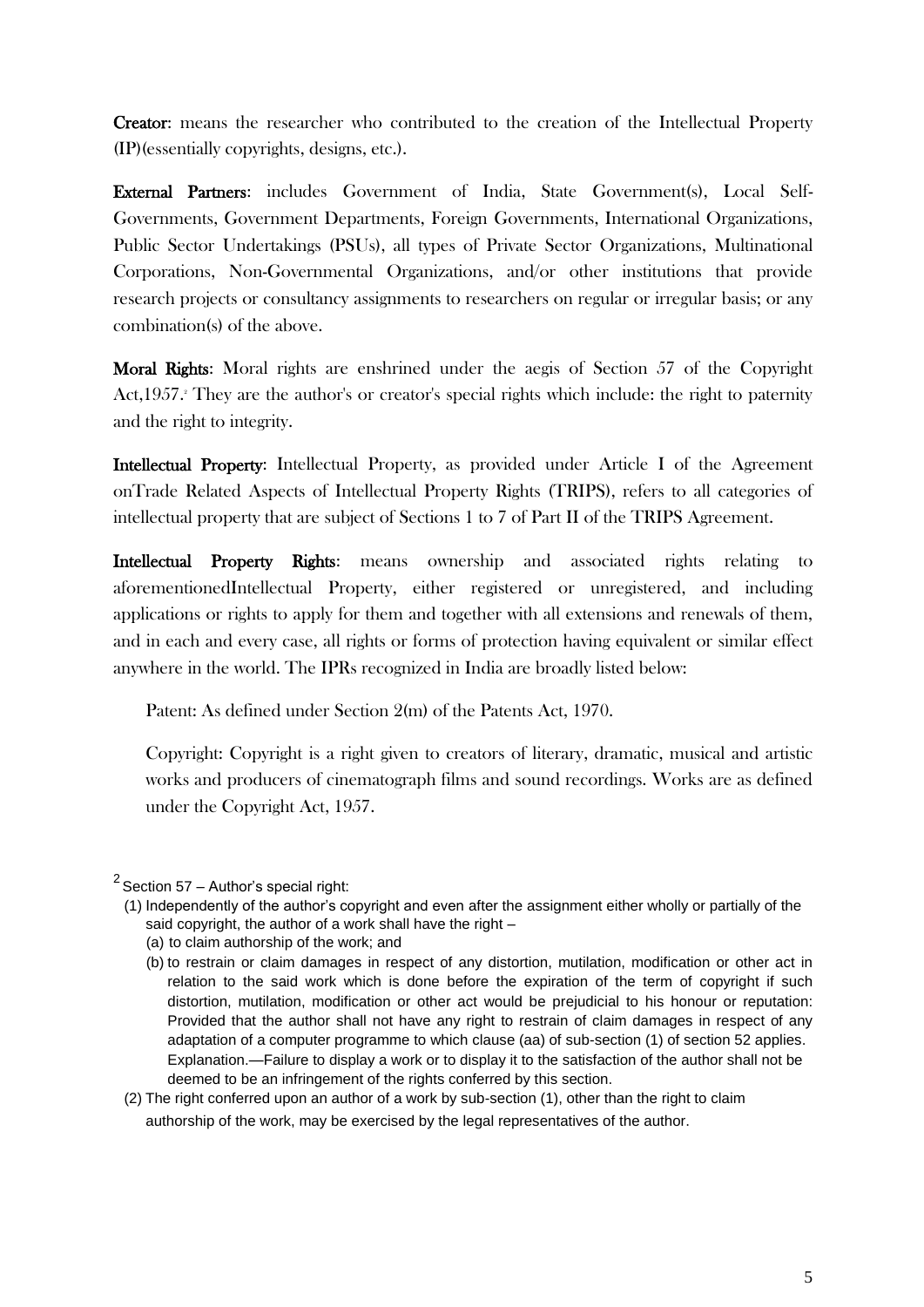**Creator:** means the researcher who contributed to the creation of the Intellectual Property (IP)(essentially copyrights, designs, etc.).

**External Partners**: includes Government of India, State Government(s), Local Self-Governments, Government Departments, Foreign Governments, International Organizations, Public Sector Undertakings (PSUs), all types of Private Sector Organizations, Multinational Corporations, Non-Governmental Organizations, and/or other institutions that provide research projects or consultancy assignments to researchers on regular or irregular basis; or any combination(s) of the above.

**Moral Rights**: Moral rights are enshrined under the aegis of Section 57 of the Copyright Act,1957.[2] They are the author's or creator's special rights which include: the right to paternity and the right to integrity.

**Intellectual Property:** Intellectual Property, as provided under Article I of the Agreement onTrade Related Aspects of Intellectual Property Rights (TRIPS), refers to all categories of intellectual property that are subject of Sections 1 to 7 of Part II of the TRIPS Agreement.

**Intellectual Property Rights**: means ownership and associated rights relating to aforementionedIntellectual Property, either registered or unregistered, and including applications or rights to apply for them and together with all extensions and renewals of them, and in each and every case, all rights or forms of protection having equivalent or similar effect anywhere in the world. The IPRs recognized in India are broadly listed below:

Patent: As defined under Section 2(m) of the Patents Act, 1970.

Copyright: Copyright is a right given to creators of literary, dramatic, musical and artistic works and producers of cinematograph films and sound recordings. Works are as defined under the Copyright Act, 1957.

---

[2] Section 57 – Author's special right:

(1) Independently of the author's copyright and even after the assignment either wholly or partially of the said copyright, the author of a work shall have the right –

(a) to claim authorship of the work; and

(b) to restrain or claim damages in respect of any distortion, mutilation, modification or other act in relation to the said work which is done before the expiration of the term of copyright if such distortion, mutilation, modification or other act would be prejudicial to his honour or reputation: Provided that the author shall not have any right to restrain of claim damages in respect of any adaptation of a computer programme to which clause (aa) of sub-section (1) of section 52 applies. Explanation.—Failure to display a work or to display it to the satisfaction of the author shall not be deemed to be an infringement of the rights conferred by this section.

(2) The right conferred upon an author of a work by sub-section (1), other than the right to claim authorship of the work, may be exercised by the legal representatives of the author.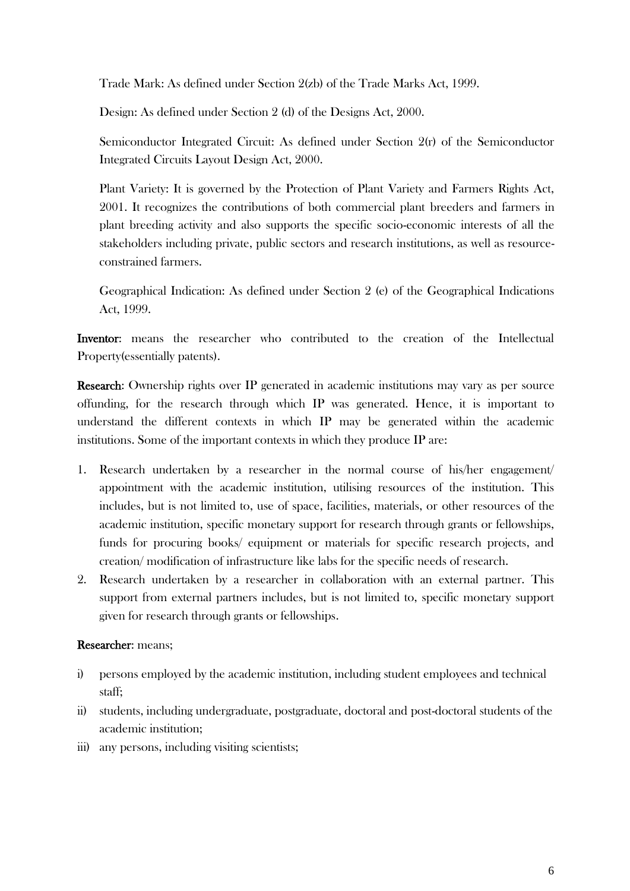Trade Mark: As defined under Section 2(zb) of the Trade Marks Act, 1999.

Design: As defined under Section 2 (d) of the Designs Act, 2000.

Semiconductor Integrated Circuit: As defined under Section 2(r) of the Semiconductor Integrated Circuits Layout Design Act, 2000.

Plant Variety: It is governed by the Protection of Plant Variety and Farmers Rights Act, 2001. It recognizes the contributions of both commercial plant breeders and farmers in plant breeding activity and also supports the specific socio-economic interests of all the stakeholders including private, public sectors and research institutions, as well as resource-constrained farmers.

Geographical Indication: As defined under Section 2 (e) of the Geographical Indications Act, 1999.

**Inventor:** means the researcher who contributed to the creation of the Intellectual Property(essentially patents).

**Research:** Ownership rights over IP generated in academic institutions may vary as per source offunding, for the research through which IP was generated. Hence, it is important to understand the different contexts in which IP may be generated within the academic institutions. Some of the important contexts in which they produce IP are:

1. Research undertaken by a researcher in the normal course of his/her engagement/ appointment with the academic institution, utilising resources of the institution. This includes, but is not limited to, use of space, facilities, materials, or other resources of the academic institution, specific monetary support for research through grants or fellowships, funds for procuring books/ equipment or materials for specific research projects, and creation/ modification of infrastructure like labs for the specific needs of research.
2. Research undertaken by a researcher in collaboration with an external partner. This support from external partners includes, but is not limited to, specific monetary support given for research through grants or fellowships.

**Researcher:** means;

i) persons employed by the academic institution, including student employees and technical staff;
ii) students, including undergraduate, postgraduate, doctoral and post-doctoral students of the academic institution;
iii) any persons, including visiting scientists;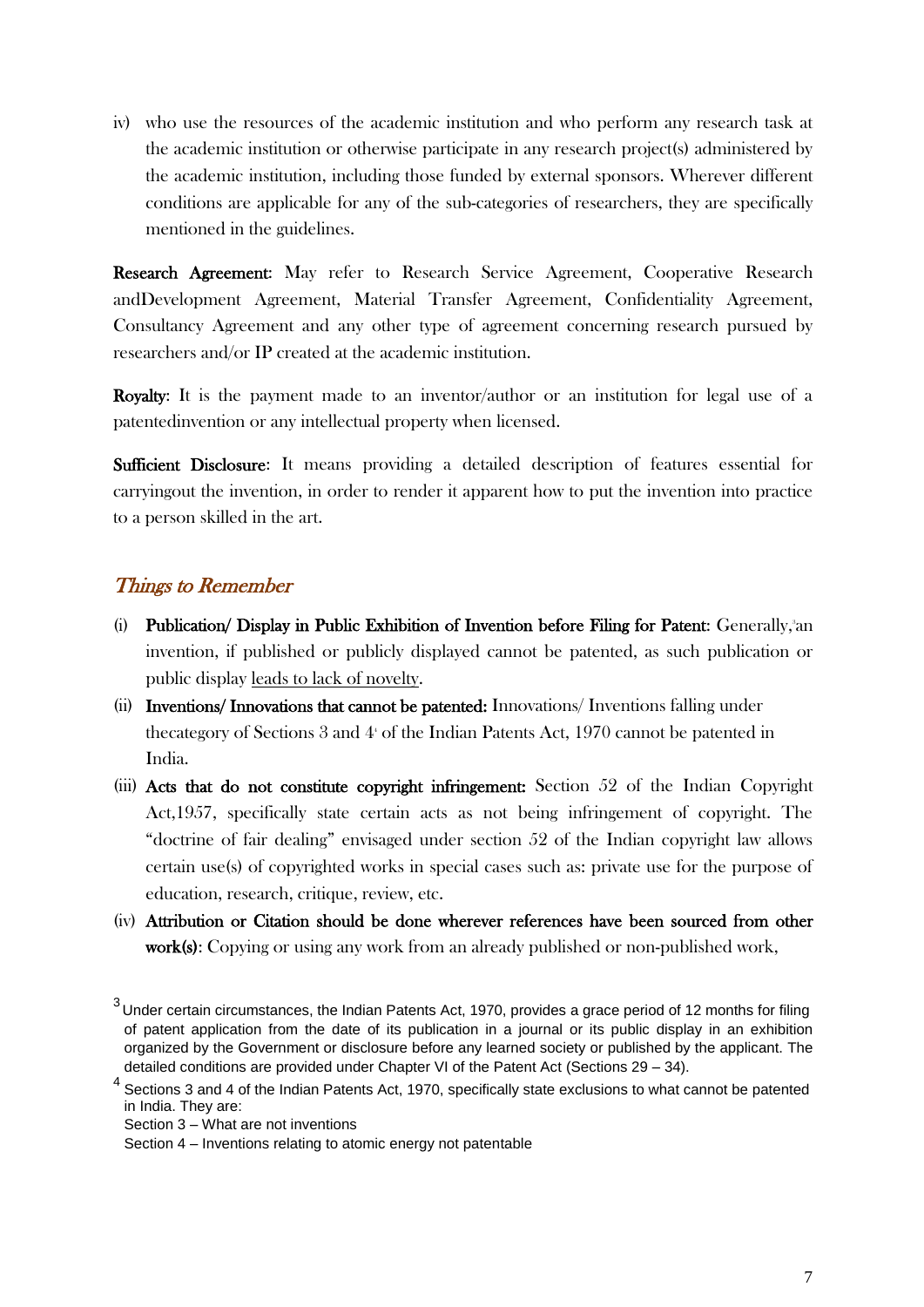iv) who use the resources of the academic institution and who perform any research task at the academic institution or otherwise participate in any research project(s) administered by the academic institution, including those funded by external sponsors. Wherever different conditions are applicable for any of the sub-categories of researchers, they are specifically mentioned in the guidelines.

**Research Agreement:** May refer to Research Service Agreement, Cooperative Research andDevelopment Agreement, Material Transfer Agreement, Confidentiality Agreement, Consultancy Agreement and any other type of agreement concerning research pursued by researchers and/or IP created at the academic institution.

**Royalty:** It is the payment made to an inventor/author or an institution for legal use of a patentedinvention or any intellectual property when licensed.

**Sufficient Disclosure**: It means providing a detailed description of features essential for carryingout the invention, in order to render it apparent how to put the invention into practice to a person skilled in the art.

## *Things to Remember*

(i) **Publication/ Display in Public Exhibition of Invention before Filing for Patent:** Generally,[3]an invention, if published or publicly displayed cannot be patented, as such publication or public display <u>leads to lack of novelty</u>.

(ii) **Inventions/ Innovations that cannot be patented:** Innovations/ Inventions falling under thecategory of Sections 3 and 4[4] of the Indian Patents Act, 1970 cannot be patented in India.

(iii) **Acts that do not constitute copyright infringement:** Section 52 of the Indian Copyright Act,1957, specifically state certain acts as not being infringement of copyright. The "doctrine of fair dealing" envisaged under section 52 of the Indian copyright law allows certain use(s) of copyrighted works in special cases such as: private use for the purpose of education, research, critique, review, etc.

(iv) **Attribution or Citation should be done wherever references have been sourced from other work(s)**: Copying or using any work from an already published or non-published work,

---

[3] Under certain circumstances, the Indian Patents Act, 1970, provides a grace period of 12 months for filing of patent application from the date of its publication in a journal or its public display in an exhibition organized by the Government or disclosure before any learned society or published by the applicant. The detailed conditions are provided under Chapter VI of the Patent Act (Sections 29 – 34).

[4] Sections 3 and 4 of the Indian Patents Act, 1970, specifically state exclusions to what cannot be patented in India. They are:

Section 3 – What are not inventions

Section 4 – Inventions relating to atomic energy not patentable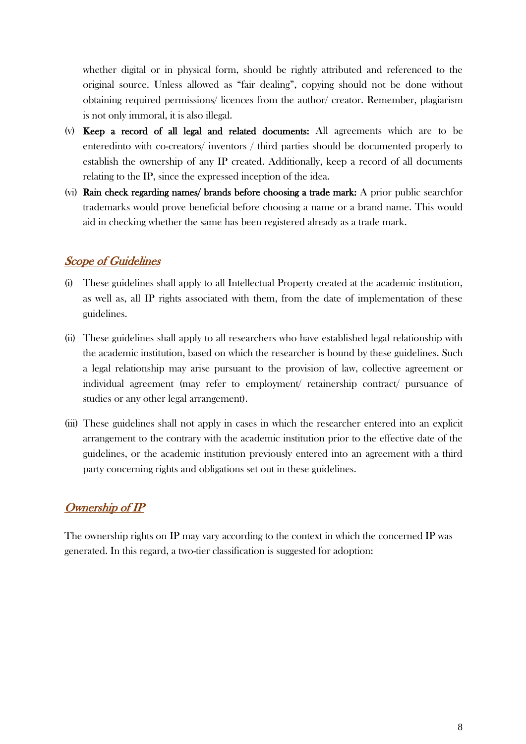whether digital or in physical form, should be rightly attributed and referenced to the original source. Unless allowed as "fair dealing", copying should not be done without obtaining required permissions/ licences from the author/ creator. Remember, plagiarism is not only immoral, it is also illegal.

(v) **Keep a record of all legal and related documents:** All agreements which are to be enteredinto with co-creators/ inventors / third parties should be documented properly to establish the ownership of any IP created. Additionally, keep a record of all documents relating to the IP, since the expressed inception of the idea.

(vi) **Rain check regarding names/ brands before choosing a trade mark:** A prior public searchfor trademarks would prove beneficial before choosing a name or a brand name. This would aid in checking whether the same has been registered already as a trade mark.

## *Scope of Guidelines*

(i) These guidelines shall apply to all Intellectual Property created at the academic institution, as well as, all IP rights associated with them, from the date of implementation of these guidelines.

(ii) These guidelines shall apply to all researchers who have established legal relationship with the academic institution, based on which the researcher is bound by these guidelines. Such a legal relationship may arise pursuant to the provision of law, collective agreement or individual agreement (may refer to employment/ retainership contract/ pursuance of studies or any other legal arrangement).

(iii) These guidelines shall not apply in cases in which the researcher entered into an explicit arrangement to the contrary with the academic institution prior to the effective date of the guidelines, or the academic institution previously entered into an agreement with a third party concerning rights and obligations set out in these guidelines.

## *Ownership of IP*

The ownership rights on IP may vary according to the context in which the concerned IP was generated. In this regard, a two-tier classification is suggested for adoption: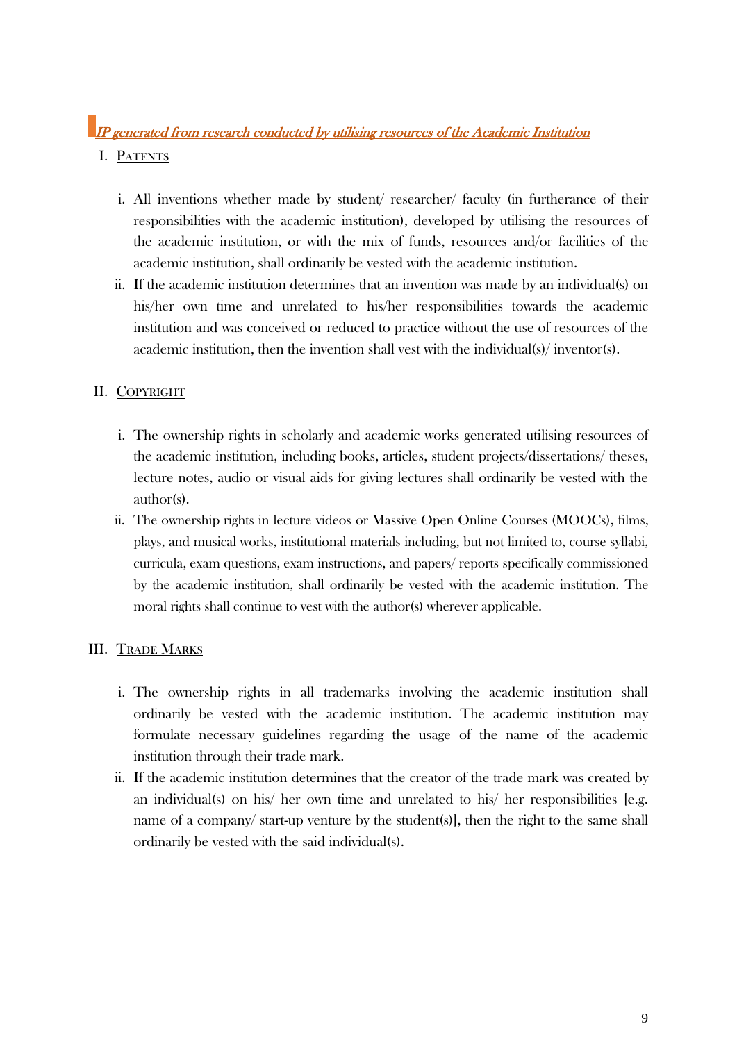## *IP generated from research conducted by utilising resources of the Academic Institution*

### I. Patents

i. All inventions whether made by student/ researcher/ faculty (in furtherance of their responsibilities with the academic institution), developed by utilising the resources of the academic institution, or with the mix of funds, resources and/or facilities of the academic institution, shall ordinarily be vested with the academic institution.

ii. If the academic institution determines that an invention was made by an individual(s) on his/her own time and unrelated to his/her responsibilities towards the academic institution and was conceived or reduced to practice without the use of resources of the academic institution, then the invention shall vest with the individual(s)/ inventor(s).

### II. Copyright

i. The ownership rights in scholarly and academic works generated utilising resources of the academic institution, including books, articles, student projects/dissertations/ theses, lecture notes, audio or visual aids for giving lectures shall ordinarily be vested with the author(s).

ii. The ownership rights in lecture videos or Massive Open Online Courses (MOOCs), films, plays, and musical works, institutional materials including, but not limited to, course syllabi, curricula, exam questions, exam instructions, and papers/ reports specifically commissioned by the academic institution, shall ordinarily be vested with the academic institution. The moral rights shall continue to vest with the author(s) wherever applicable.

### III. Trade Marks

i. The ownership rights in all trademarks involving the academic institution shall ordinarily be vested with the academic institution. The academic institution may formulate necessary guidelines regarding the usage of the name of the academic institution through their trade mark.

ii. If the academic institution determines that the creator of the trade mark was created by an individual(s) on his/ her own time and unrelated to his/ her responsibilities [e.g. name of a company/ start-up venture by the student(s)], then the right to the same shall ordinarily be vested with the said individual(s).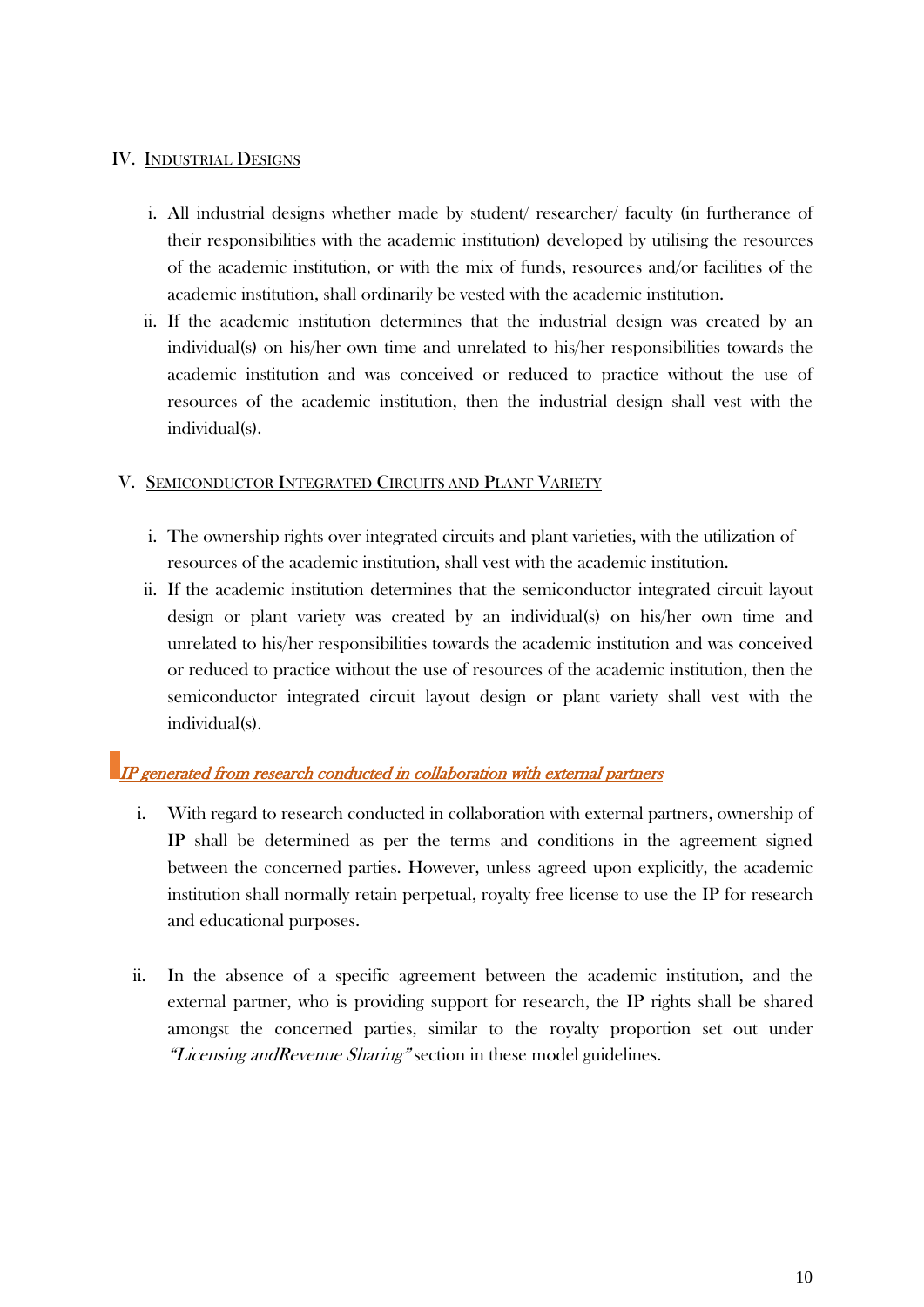### IV. Industrial Designs

i. All industrial designs whether made by student/ researcher/ faculty (in furtherance of their responsibilities with the academic institution) developed by utilising the resources of the academic institution, or with the mix of funds, resources and/or facilities of the academic institution, shall ordinarily be vested with the academic institution.

ii. If the academic institution determines that the industrial design was created by an individual(s) on his/her own time and unrelated to his/her responsibilities towards the academic institution and was conceived or reduced to practice without the use of resources of the academic institution, then the industrial design shall vest with the individual(s).

### V. Semiconductor Integrated Circuits and Plant Variety

i. The ownership rights over integrated circuits and plant varieties, with the utilization of resources of the academic institution, shall vest with the academic institution.

ii. If the academic institution determines that the semiconductor integrated circuit layout design or plant variety was created by an individual(s) on his/her own time and unrelated to his/her responsibilities towards the academic institution and was conceived or reduced to practice without the use of resources of the academic institution, then the semiconductor integrated circuit layout design or plant variety shall vest with the individual(s).

## *IP generated from research conducted in collaboration with external partners*

i. With regard to research conducted in collaboration with external partners, ownership of IP shall be determined as per the terms and conditions in the agreement signed between the concerned parties. However, unless agreed upon explicitly, the academic institution shall normally retain perpetual, royalty free license to use the IP for research and educational purposes.

ii. In the absence of a specific agreement between the academic institution, and the external partner, who is providing support for research, the IP rights shall be shared amongst the concerned parties, similar to the royalty proportion set out under *"Licensing andRevenue Sharing"* section in these model guidelines.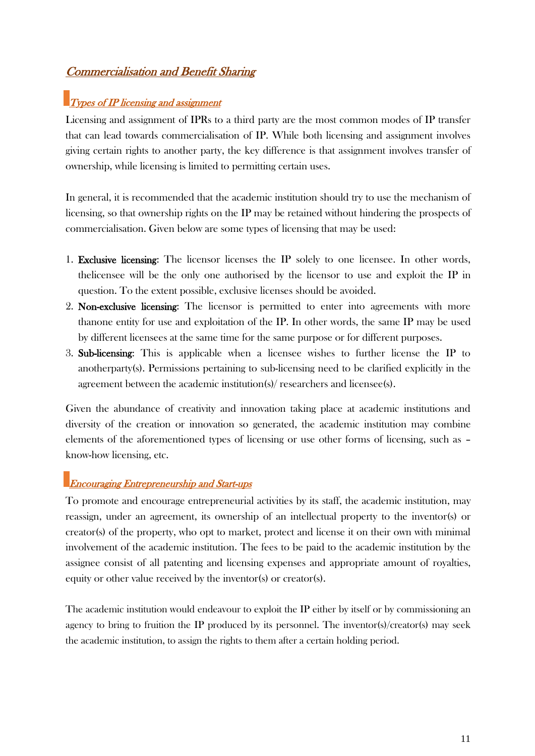## *Commercialisation and Benefit Sharing*

### *Types of IP licensing and assignment*

Licensing and assignment of IPRs to a third party are the most common modes of IP transfer that can lead towards commercialisation of IP. While both licensing and assignment involves giving certain rights to another party, the key difference is that assignment involves transfer of ownership, while licensing is limited to permitting certain uses.

In general, it is recommended that the academic institution should try to use the mechanism of licensing, so that ownership rights on the IP may be retained without hindering the prospects of commercialisation. Given below are some types of licensing that may be used:

1. **Exclusive licensing**: The licensor licenses the IP solely to one licensee. In other words, thelicensee will be the only one authorised by the licensor to use and exploit the IP in question. To the extent possible, exclusive licenses should be avoided.
2. **Non-exclusive licensing**: The licensor is permitted to enter into agreements with more thanone entity for use and exploitation of the IP. In other words, the same IP may be used by different licensees at the same time for the same purpose or for different purposes.
3. **Sub-licensing**: This is applicable when a licensee wishes to further license the IP to anotherparty(s). Permissions pertaining to sub-licensing need to be clarified explicitly in the agreement between the academic institution(s)/ researchers and licensee(s).

Given the abundance of creativity and innovation taking place at academic institutions and diversity of the creation or innovation so generated, the academic institution may combine elements of the aforementioned types of licensing or use other forms of licensing, such as – know-how licensing, etc.

### *Encouraging Entrepreneurship and Start-ups*

To promote and encourage entrepreneurial activities by its staff, the academic institution, may reassign, under an agreement, its ownership of an intellectual property to the inventor(s) or creator(s) of the property, who opt to market, protect and license it on their own with minimal involvement of the academic institution. The fees to be paid to the academic institution by the assignee consist of all patenting and licensing expenses and appropriate amount of royalties, equity or other value received by the inventor(s) or creator(s).

The academic institution would endeavour to exploit the IP either by itself or by commissioning an agency to bring to fruition the IP produced by its personnel. The inventor(s)/creator(s) may seek the academic institution, to assign the rights to them after a certain holding period.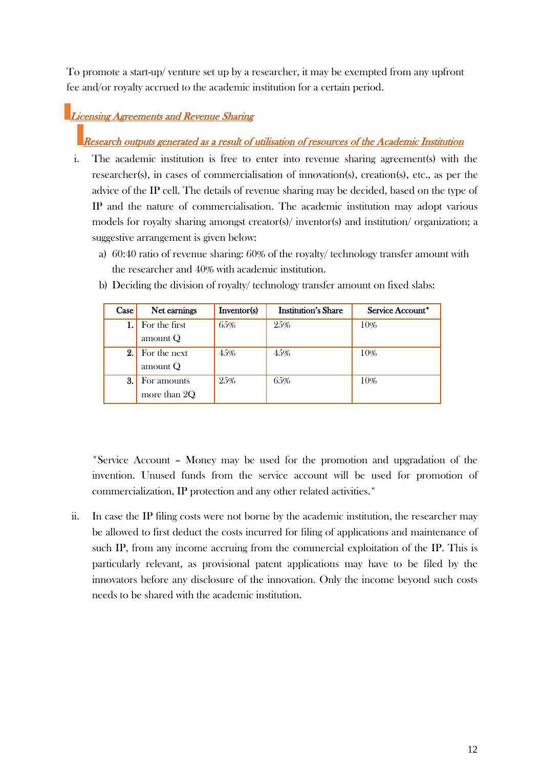To promote a start-up/ venture set up by a researcher, it may be exempted from any upfront fee and/or royalty accrued to the academic institution for a certain period.

## *Licensing Agreements and Revenue Sharing*

### *Research outputs generated as a result of utilisation of resources of the Academic Institution*

i. The academic institution is free to enter into revenue sharing agreement(s) with the researcher(s), in cases of commercialisation of innovation(s), creation(s), etc., as per the advice of the IP cell. The details of revenue sharing may be decided, based on the type of IP and the nature of commercialisation. The academic institution may adopt various models for royalty sharing amongst creator(s)/ inventor(s) and institution/ organization; a suggestive arrangement is given below:

   a) 60:40 ratio of revenue sharing: 60% of the royalty/ technology transfer amount with the researcher and 40% with academic institution.

   b) Deciding the division of royalty/ technology transfer amount on fixed slabs:

| Case | Net earnings | Inventor(s) | Institution's Share | Service Account* |
|---|---|---|---|---|
| **1.** | For the first amount Q | 65% | 25% | 10% |
| **2.** | For the next amount Q | 45% | 45% | 10% |
| **3.** | For amounts more than 2Q | 25% | 65% | 10% |

*Service Account – Money may be used for the promotion and upgradation of the invention. Unused funds from the service account will be used for promotion of commercialization, IP protection and any other related activities.*

ii. In case the IP filing costs were not borne by the academic institution, the researcher may be allowed to first deduct the costs incurred for filing of applications and maintenance of such IP, from any income accruing from the commercial exploitation of the IP. This is particularly relevant, as provisional patent applications may have to be filed by the innovators before any disclosure of the innovation. Only the income beyond such costs needs to be shared with the academic institution.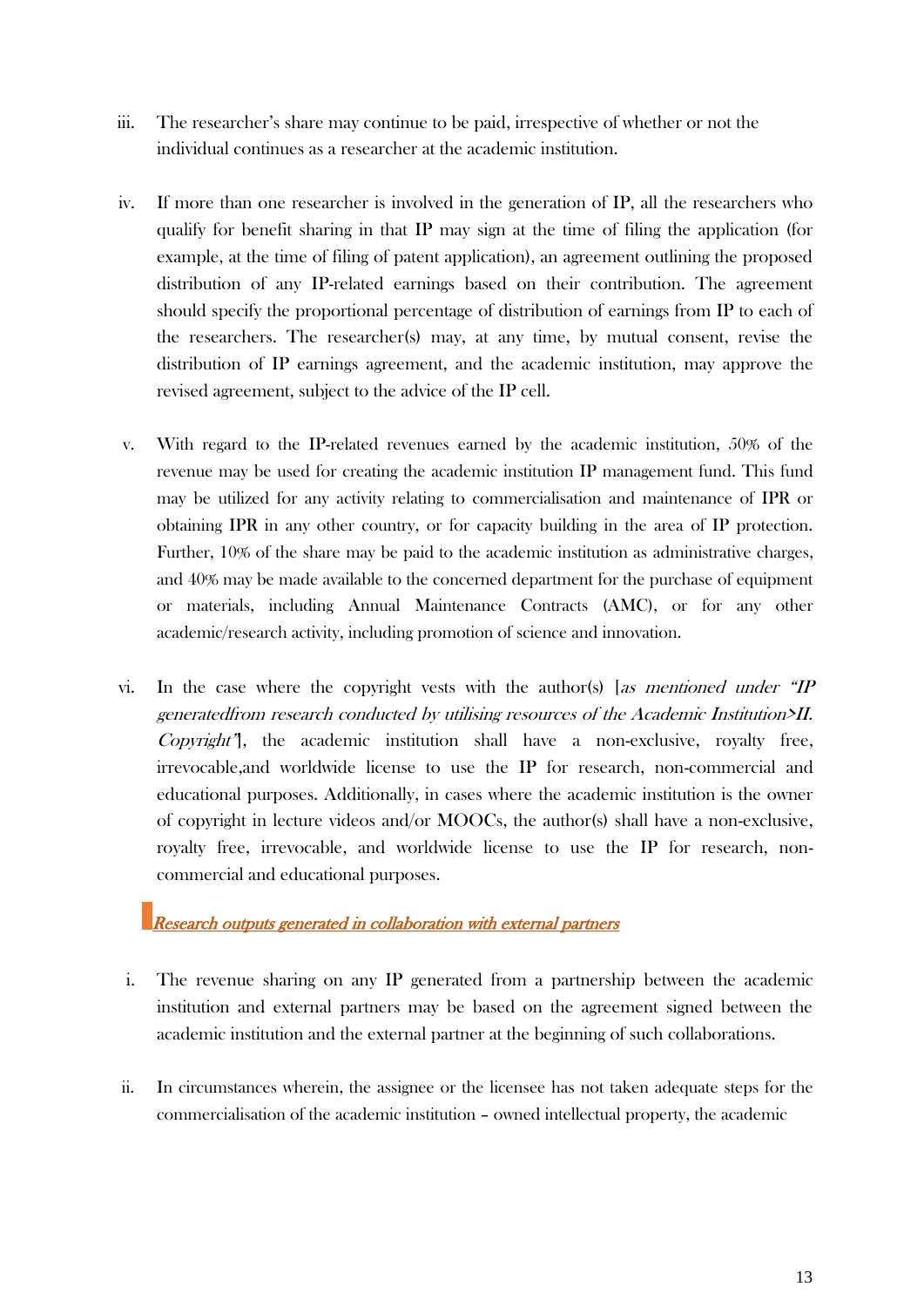iii. The researcher's share may continue to be paid, irrespective of whether or not the individual continues as a researcher at the academic institution.

iv. If more than one researcher is involved in the generation of IP, all the researchers who qualify for benefit sharing in that IP may sign at the time of filing the application (for example, at the time of filing of patent application), an agreement outlining the proposed distribution of any IP-related earnings based on their contribution. The agreement should specify the proportional percentage of distribution of earnings from IP to each of the researchers. The researcher(s) may, at any time, by mutual consent, revise the distribution of IP earnings agreement, and the academic institution, may approve the revised agreement, subject to the advice of the IP cell.

v. With regard to the IP-related revenues earned by the academic institution, 50% of the revenue may be used for creating the academic institution IP management fund. This fund may be utilized for any activity relating to commercialisation and maintenance of IPR or obtaining IPR in any other country, or for capacity building in the area of IP protection. Further, 10% of the share may be paid to the academic institution as administrative charges, and 40% may be made available to the concerned department for the purchase of equipment or materials, including Annual Maintenance Contracts (AMC), or for any other academic/research activity, including promotion of science and innovation.

vi. In the case where the copyright vests with the author(s) [*as mentioned under "IP generatedfrom research conducted by utilising resources of the Academic Institution>II. Copyright"*], the academic institution shall have a non-exclusive, royalty free, irrevocable,and worldwide license to use the IP for research, non-commercial and educational purposes. Additionally, in cases where the academic institution is the owner of copyright in lecture videos and/or MOOCs, the author(s) shall have a non-exclusive, royalty free, irrevocable, and worldwide license to use the IP for research, non-commercial and educational purposes.

### *Research outputs generated in collaboration with external partners*

i. The revenue sharing on any IP generated from a partnership between the academic institution and external partners may be based on the agreement signed between the academic institution and the external partner at the beginning of such collaborations.

ii. In circumstances wherein, the assignee or the licensee has not taken adequate steps for the commercialisation of the academic institution – owned intellectual property, the academic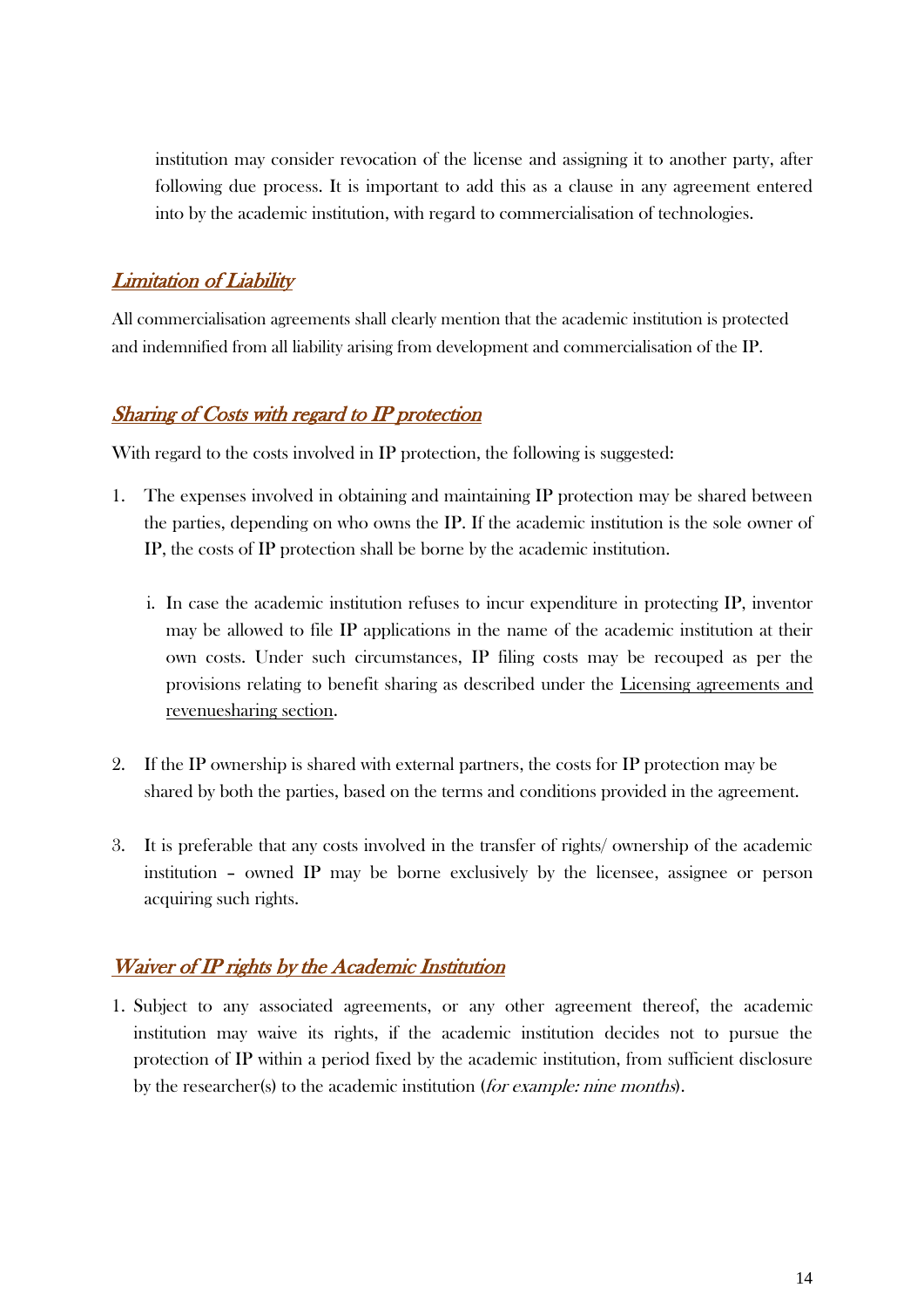institution may consider revocation of the license and assigning it to another party, after following due process. It is important to add this as a clause in any agreement entered into by the academic institution, with regard to commercialisation of technologies.

## *Limitation of Liability*

All commercialisation agreements shall clearly mention that the academic institution is protected and indemnified from all liability arising from development and commercialisation of the IP.

## *Sharing of Costs with regard to IP protection*

With regard to the costs involved in IP protection, the following is suggested:

1. The expenses involved in obtaining and maintaining IP protection may be shared between the parties, depending on who owns the IP. If the academic institution is the sole owner of IP, the costs of IP protection shall be borne by the academic institution.

   i. In case the academic institution refuses to incur expenditure in protecting IP, inventor may be allowed to file IP applications in the name of the academic institution at their own costs. Under such circumstances, IP filing costs may be recouped as per the provisions relating to benefit sharing as described under the Licensing agreements and revenuesharing section.

2. If the IP ownership is shared with external partners, the costs for IP protection may be shared by both the parties, based on the terms and conditions provided in the agreement.

3. It is preferable that any costs involved in the transfer of rights/ ownership of the academic institution – owned IP may be borne exclusively by the licensee, assignee or person acquiring such rights.

## *Waiver of IP rights by the Academic Institution*

1. Subject to any associated agreements, or any other agreement thereof, the academic institution may waive its rights, if the academic institution decides not to pursue the protection of IP within a period fixed by the academic institution, from sufficient disclosure by the researcher(s) to the academic institution (*for example: nine months*).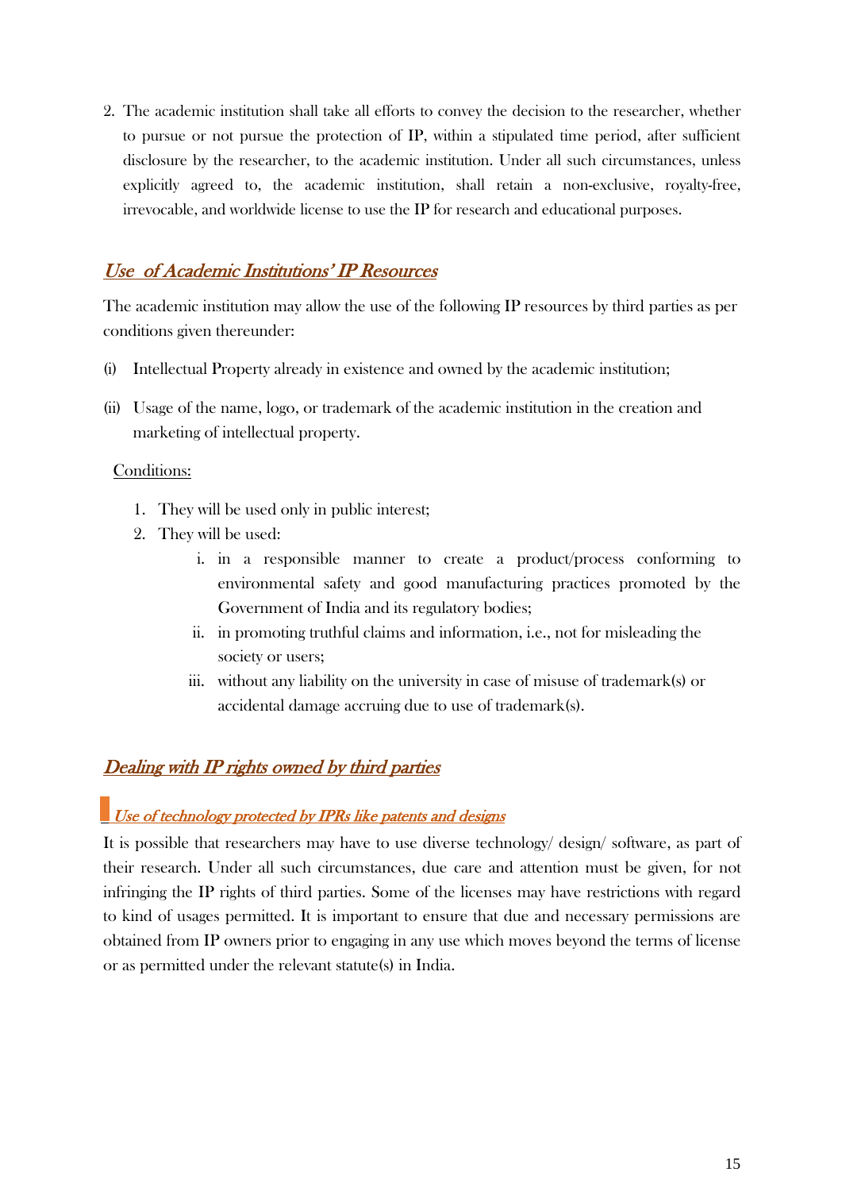2. The academic institution shall take all efforts to convey the decision to the researcher, whether to pursue or not pursue the protection of IP, within a stipulated time period, after sufficient disclosure by the researcher, to the academic institution. Under all such circumstances, unless explicitly agreed to, the academic institution, shall retain a non-exclusive, royalty-free, irrevocable, and worldwide license to use the IP for research and educational purposes.

## *Use of Academic Institutions' IP Resources*

The academic institution may allow the use of the following IP resources by third parties as per conditions given thereunder:

(i) Intellectual Property already in existence and owned by the academic institution;

(ii) Usage of the name, logo, or trademark of the academic institution in the creation and marketing of intellectual property.

Conditions:

1. They will be used only in public interest;
2. They will be used:
   i. in a responsible manner to create a product/process conforming to environmental safety and good manufacturing practices promoted by the Government of India and its regulatory bodies;
   ii. in promoting truthful claims and information, i.e., not for misleading the society or users;
   iii. without any liability on the university in case of misuse of trademark(s) or accidental damage accruing due to use of trademark(s).

## *Dealing with IP rights owned by third parties*

### *Use of technology protected by IPRs like patents and designs*

It is possible that researchers may have to use diverse technology/ design/ software, as part of their research. Under all such circumstances, due care and attention must be given, for not infringing the IP rights of third parties. Some of the licenses may have restrictions with regard to kind of usages permitted. It is important to ensure that due and necessary permissions are obtained from IP owners prior to engaging in any use which moves beyond the terms of license or as permitted under the relevant statute(s) in India.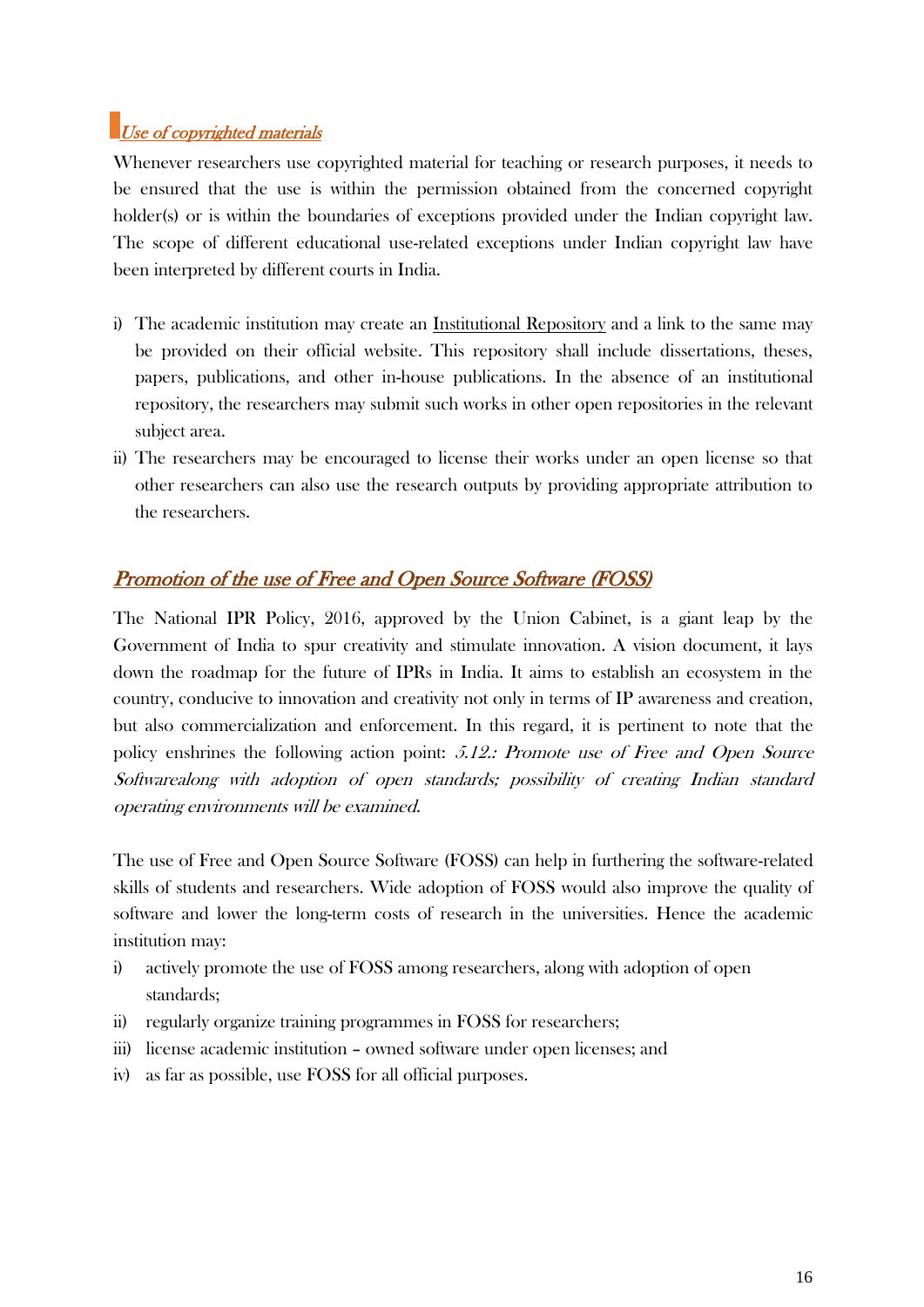## *Use of copyrighted materials*

Whenever researchers use copyrighted material for teaching or research purposes, it needs to be ensured that the use is within the permission obtained from the concerned copyright holder(s) or is within the boundaries of exceptions provided under the Indian copyright law. The scope of different educational use-related exceptions under Indian copyright law have been interpreted by different courts in India.

i) The academic institution may create an Institutional Repository and a link to the same may be provided on their official website. This repository shall include dissertations, theses, papers, publications, and other in-house publications. In the absence of an institutional repository, the researchers may submit such works in other open repositories in the relevant subject area.
ii) The researchers may be encouraged to license their works under an open license so that other researchers can also use the research outputs by providing appropriate attribution to the researchers.

## *Promotion of the use of Free and Open Source Software (FOSS)*

The National IPR Policy, 2016, approved by the Union Cabinet, is a giant leap by the Government of India to spur creativity and stimulate innovation. A vision document, it lays down the roadmap for the future of IPRs in India. It aims to establish an ecosystem in the country, conducive to innovation and creativity not only in terms of IP awareness and creation, but also commercialization and enforcement. In this regard, it is pertinent to note that the policy enshrines the following action point: *5.12.: Promote use of Free and Open Source Softwarealong with adoption of open standards; possibility of creating Indian standard operating environments will be examined.*

The use of Free and Open Source Software (FOSS) can help in furthering the software-related skills of students and researchers. Wide adoption of FOSS would also improve the quality of software and lower the long-term costs of research in the universities. Hence the academic institution may:

i) actively promote the use of FOSS among researchers, along with adoption of open standards;
ii) regularly organize training programmes in FOSS for researchers;
iii) license academic institution – owned software under open licenses; and
iv) as far as possible, use FOSS for all official purposes.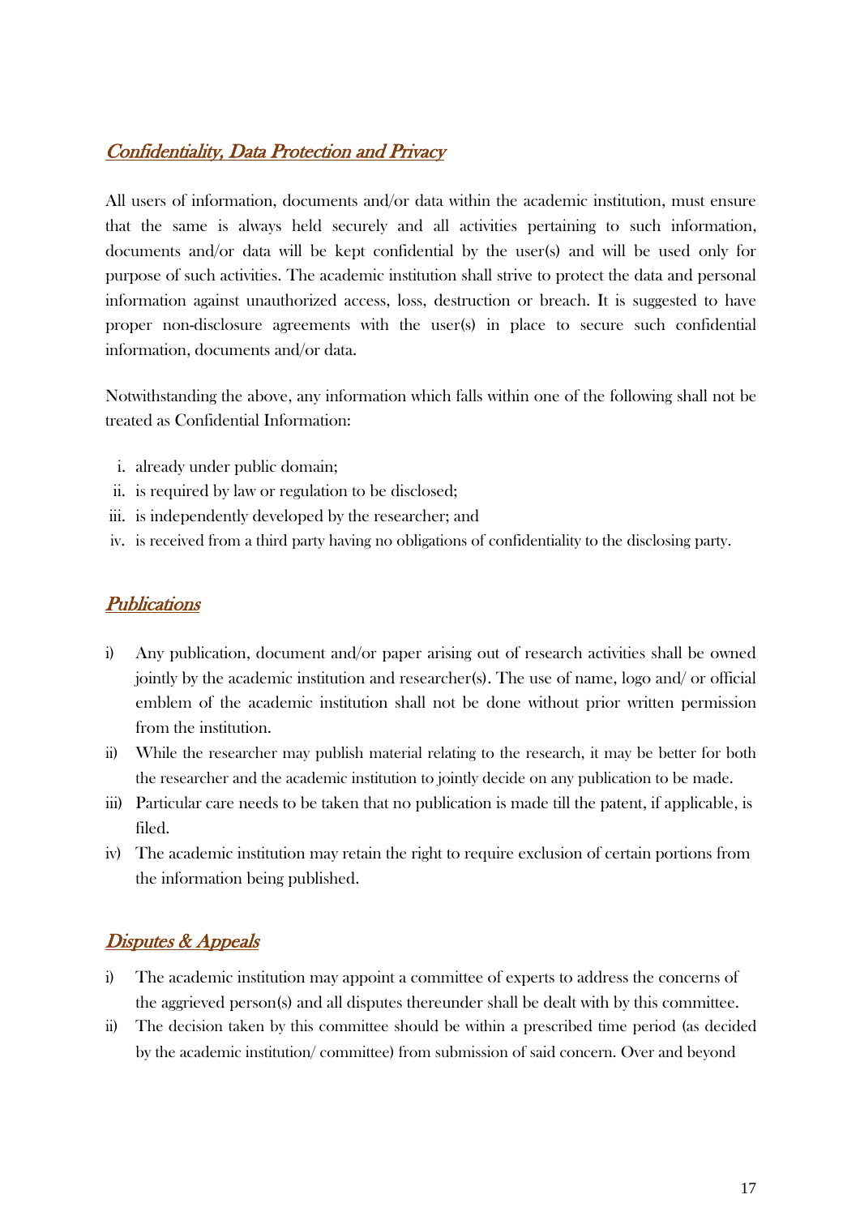## *Confidentiality, Data Protection and Privacy*

All users of information, documents and/or data within the academic institution, must ensure that the same is always held securely and all activities pertaining to such information, documents and/or data will be kept confidential by the user(s) and will be used only for purpose of such activities. The academic institution shall strive to protect the data and personal information against unauthorized access, loss, destruction or breach. It is suggested to have proper non-disclosure agreements with the user(s) in place to secure such confidential information, documents and/or data.

Notwithstanding the above, any information which falls within one of the following shall not be treated as Confidential Information:

i. already under public domain;
ii. is required by law or regulation to be disclosed;
iii. is independently developed by the researcher; and
iv. is received from a third party having no obligations of confidentiality to the disclosing party.

## *Publications*

i) Any publication, document and/or paper arising out of research activities shall be owned jointly by the academic institution and researcher(s). The use of name, logo and/ or official emblem of the academic institution shall not be done without prior written permission from the institution.
ii) While the researcher may publish material relating to the research, it may be better for both the researcher and the academic institution to jointly decide on any publication to be made.
iii) Particular care needs to be taken that no publication is made till the patent, if applicable, is filed.
iv) The academic institution may retain the right to require exclusion of certain portions from the information being published.

## *Disputes & Appeals*

i) The academic institution may appoint a committee of experts to address the concerns of the aggrieved person(s) and all disputes thereunder shall be dealt with by this committee.
ii) The decision taken by this committee should be within a prescribed time period (as decided by the academic institution/ committee) from submission of said concern. Over and beyond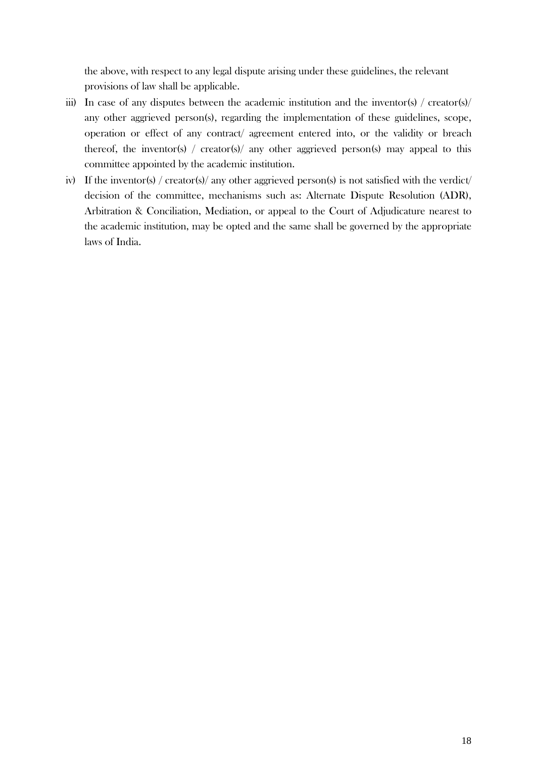the above, with respect to any legal dispute arising under these guidelines, the relevant provisions of law shall be applicable.

iii) In case of any disputes between the academic institution and the inventor(s) / creator(s)/ any other aggrieved person(s), regarding the implementation of these guidelines, scope, operation or effect of any contract/ agreement entered into, or the validity or breach thereof, the inventor(s) / creator(s)/ any other aggrieved person(s) may appeal to this committee appointed by the academic institution.

iv) If the inventor(s) / creator(s)/ any other aggrieved person(s) is not satisfied with the verdict/ decision of the committee, mechanisms such as: Alternate Dispute Resolution (ADR), Arbitration & Conciliation, Mediation, or appeal to the Court of Adjudicature nearest to the academic institution, may be opted and the same shall be governed by the appropriate laws of India.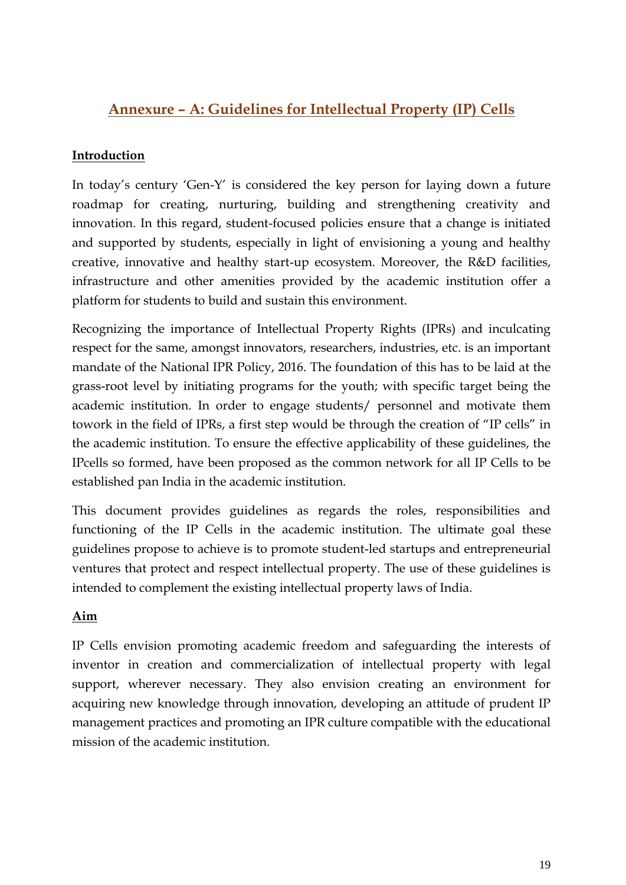## Annexure – A: Guidelines for Intellectual Property (IP) Cells

### Introduction

In today's century 'Gen-Y' is considered the key person for laying down a future roadmap for creating, nurturing, building and strengthening creativity and innovation. In this regard, student-focused policies ensure that a change is initiated and supported by students, especially in light of envisioning a young and healthy creative, innovative and healthy start-up ecosystem. Moreover, the R&D facilities, infrastructure and other amenities provided by the academic institution offer a platform for students to build and sustain this environment.

Recognizing the importance of Intellectual Property Rights (IPRs) and inculcating respect for the same, amongst innovators, researchers, industries, etc. is an important mandate of the National IPR Policy, 2016. The foundation of this has to be laid at the grass-root level by initiating programs for the youth; with specific target being the academic institution. In order to engage students/ personnel and motivate them towork in the field of IPRs, a first step would be through the creation of "IP cells" in the academic institution. To ensure the effective applicability of these guidelines, the IPcells so formed, have been proposed as the common network for all IP Cells to be established pan India in the academic institution.

This document provides guidelines as regards the roles, responsibilities and functioning of the IP Cells in the academic institution. The ultimate goal these guidelines propose to achieve is to promote student-led startups and entrepreneurial ventures that protect and respect intellectual property. The use of these guidelines is intended to complement the existing intellectual property laws of India.

### Aim

IP Cells envision promoting academic freedom and safeguarding the interests of inventor in creation and commercialization of intellectual property with legal support, wherever necessary. They also envision creating an environment for acquiring new knowledge through innovation, developing an attitude of prudent IP management practices and promoting an IPR culture compatible with the educational mission of the academic institution.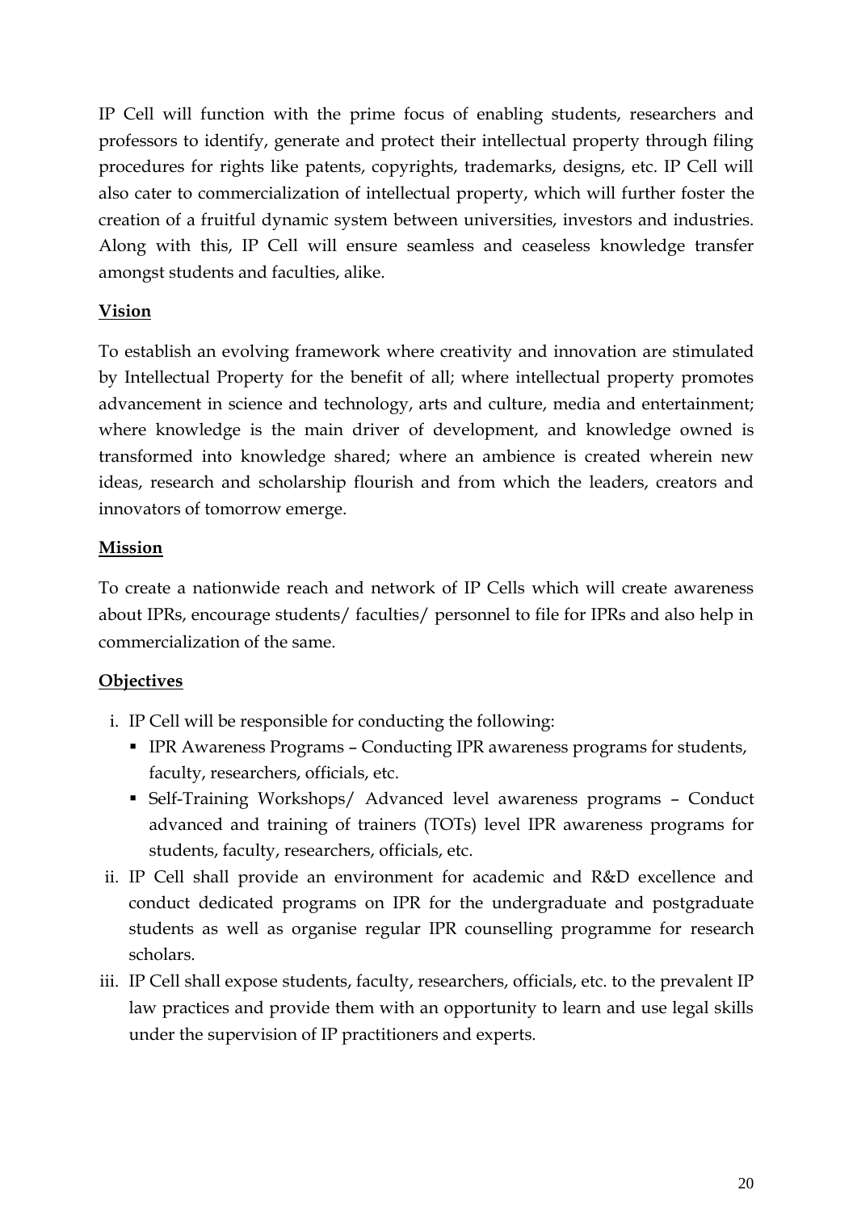IP Cell will function with the prime focus of enabling students, researchers and professors to identify, generate and protect their intellectual property through filing procedures for rights like patents, copyrights, trademarks, designs, etc. IP Cell will also cater to commercialization of intellectual property, which will further foster the creation of a fruitful dynamic system between universities, investors and industries. Along with this, IP Cell will ensure seamless and ceaseless knowledge transfer amongst students and faculties, alike.

**Vision**

To establish an evolving framework where creativity and innovation are stimulated by Intellectual Property for the benefit of all; where intellectual property promotes advancement in science and technology, arts and culture, media and entertainment; where knowledge is the main driver of development, and knowledge owned is transformed into knowledge shared; where an ambience is created wherein new ideas, research and scholarship flourish and from which the leaders, creators and innovators of tomorrow emerge.

**Mission**

To create a nationwide reach and network of IP Cells which will create awareness about IPRs, encourage students/ faculties/ personnel to file for IPRs and also help in commercialization of the same.

**Objectives**

i. IP Cell will be responsible for conducting the following:
   - IPR Awareness Programs – Conducting IPR awareness programs for students, faculty, researchers, officials, etc.
   - Self-Training Workshops/ Advanced level awareness programs – Conduct advanced and training of trainers (TOTs) level IPR awareness programs for students, faculty, researchers, officials, etc.

ii. IP Cell shall provide an environment for academic and R&D excellence and conduct dedicated programs on IPR for the undergraduate and postgraduate students as well as organise regular IPR counselling programme for research scholars.

iii. IP Cell shall expose students, faculty, researchers, officials, etc. to the prevalent IP law practices and provide them with an opportunity to learn and use legal skills under the supervision of IP practitioners and experts.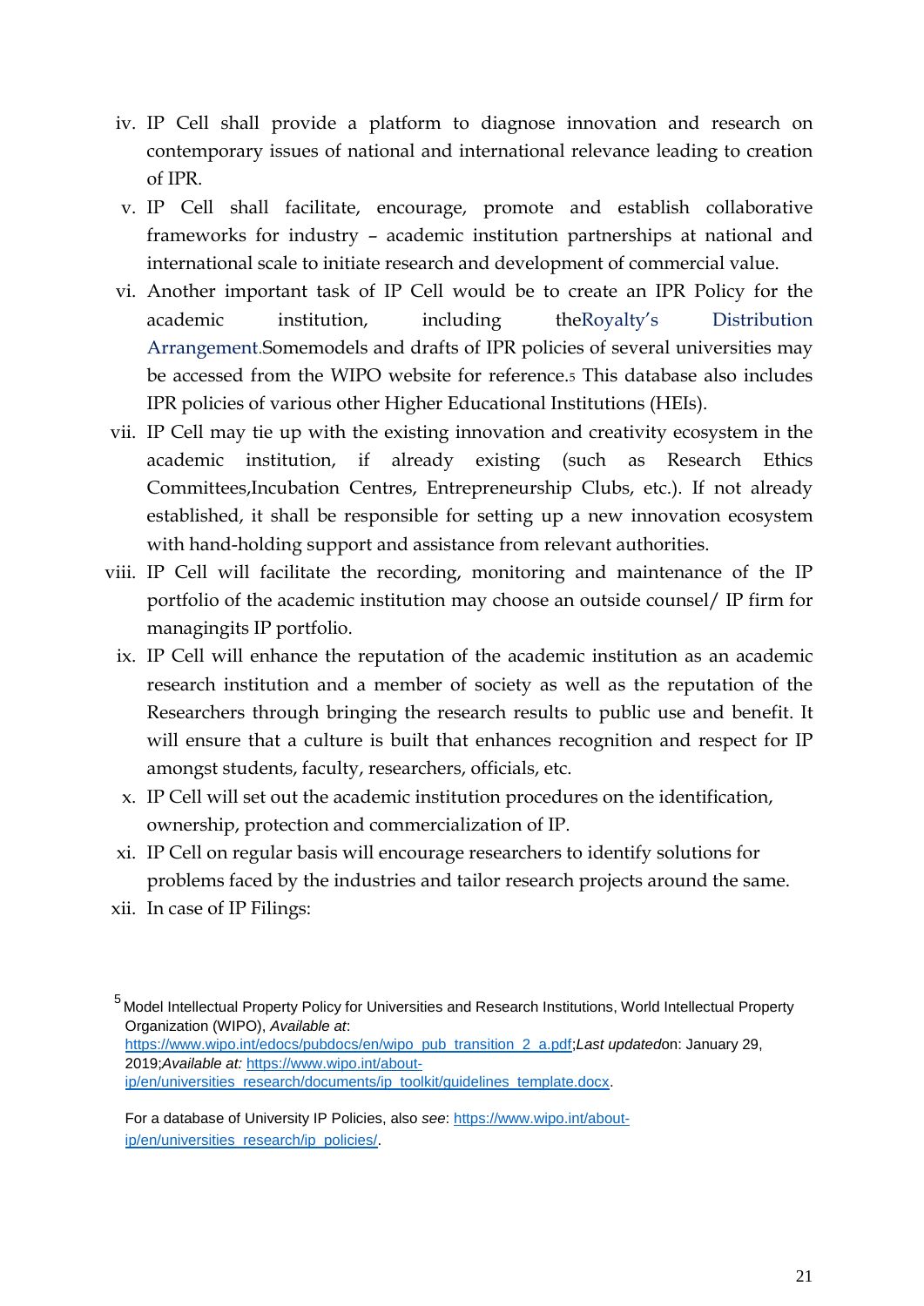iv. IP Cell shall provide a platform to diagnose innovation and research on contemporary issues of national and international relevance leading to creation of IPR.

v. IP Cell shall facilitate, encourage, promote and establish collaborative frameworks for industry – academic institution partnerships at national and international scale to initiate research and development of commercial value.

vi. Another important task of IP Cell would be to create an IPR Policy for the academic institution, including theRoyalty's Distribution Arrangement.Somemodels and drafts of IPR policies of several universities may be accessed from the WIPO website for reference.[5] This database also includes IPR policies of various other Higher Educational Institutions (HEIs).

vii. IP Cell may tie up with the existing innovation and creativity ecosystem in the academic institution, if already existing (such as Research Ethics Committees,Incubation Centres, Entrepreneurship Clubs, etc.). If not already established, it shall be responsible for setting up a new innovation ecosystem with hand-holding support and assistance from relevant authorities.

viii. IP Cell will facilitate the recording, monitoring and maintenance of the IP portfolio of the academic institution may choose an outside counsel/ IP firm for managingits IP portfolio.

ix. IP Cell will enhance the reputation of the academic institution as an academic research institution and a member of society as well as the reputation of the Researchers through bringing the research results to public use and benefit. It will ensure that a culture is built that enhances recognition and respect for IP amongst students, faculty, researchers, officials, etc.

x. IP Cell will set out the academic institution procedures on the identification, ownership, protection and commercialization of IP.

xi. IP Cell on regular basis will encourage researchers to identify solutions for problems faced by the industries and tailor research projects around the same.

xii. In case of IP Filings:

---

[5] Model Intellectual Property Policy for Universities and Research Institutions, World Intellectual Property Organization (WIPO), *Available at*: https://www.wipo.int/edocs/pubdocs/en/wipo_pub_transition_2_a.pdf;*Last updated*on: January 29, 2019;*Available at:* https://www.wipo.int/about-ip/en/universities_research/documents/ip_toolkit/guidelines_template.docx.

For a database of University IP Policies, also *see*: https://www.wipo.int/about-ip/en/universities_research/ip_policies/.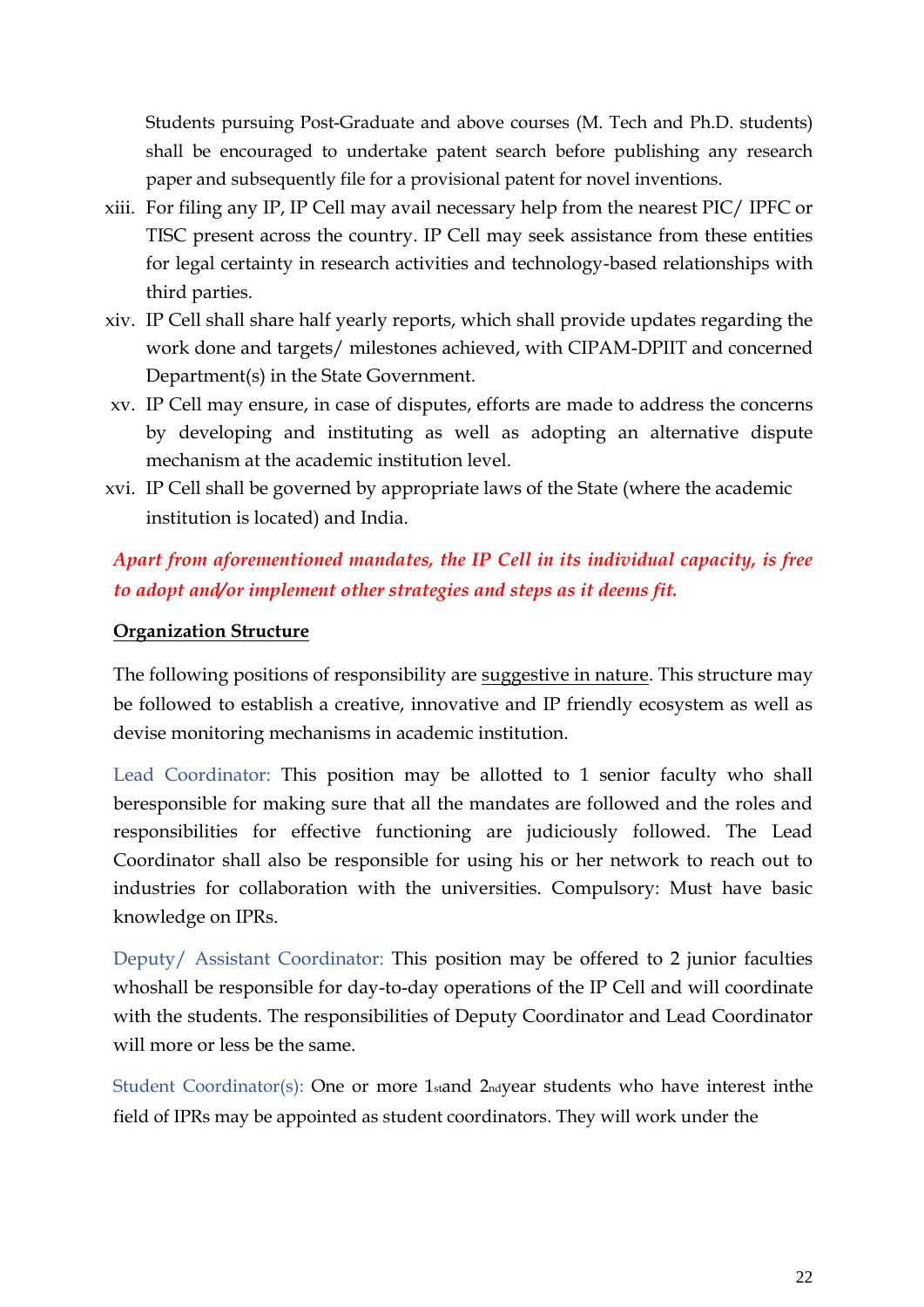Students pursuing Post-Graduate and above courses (M. Tech and Ph.D. students) shall be encouraged to undertake patent search before publishing any research paper and subsequently file for a provisional patent for novel inventions.

xiii. For filing any IP, IP Cell may avail necessary help from the nearest PIC/ IPFC or TISC present across the country. IP Cell may seek assistance from these entities for legal certainty in research activities and technology-based relationships with third parties.

xiv. IP Cell shall share half yearly reports, which shall provide updates regarding the work done and targets/ milestones achieved, with CIPAM-DPIIT and concerned Department(s) in the State Government.

xv. IP Cell may ensure, in case of disputes, efforts are made to address the concerns by developing and instituting as well as adopting an alternative dispute mechanism at the academic institution level.

xvi. IP Cell shall be governed by appropriate laws of the State (where the academic institution is located) and India.

***Apart from aforementioned mandates, the IP Cell in its individual capacity, is free to adopt and/or implement other strategies and steps as it deems fit.***

**Organization Structure**

The following positions of responsibility are suggestive in nature. This structure may be followed to establish a creative, innovative and IP friendly ecosystem as well as devise monitoring mechanisms in academic institution.

Lead Coordinator: This position may be allotted to 1 senior faculty who shall beresponsible for making sure that all the mandates are followed and the roles and responsibilities for effective functioning are judiciously followed. The Lead Coordinator shall also be responsible for using his or her network to reach out to industries for collaboration with the universities. Compulsory: Must have basic knowledge on IPRs.

Deputy/ Assistant Coordinator: This position may be offered to 2 junior faculties whoshall be responsible for day-to-day operations of the IP Cell and will coordinate with the students. The responsibilities of Deputy Coordinator and Lead Coordinator will more or less be the same.

Student Coordinator(s): One or more 1stand 2ndyear students who have interest inthe field of IPRs may be appointed as student coordinators. They will work under the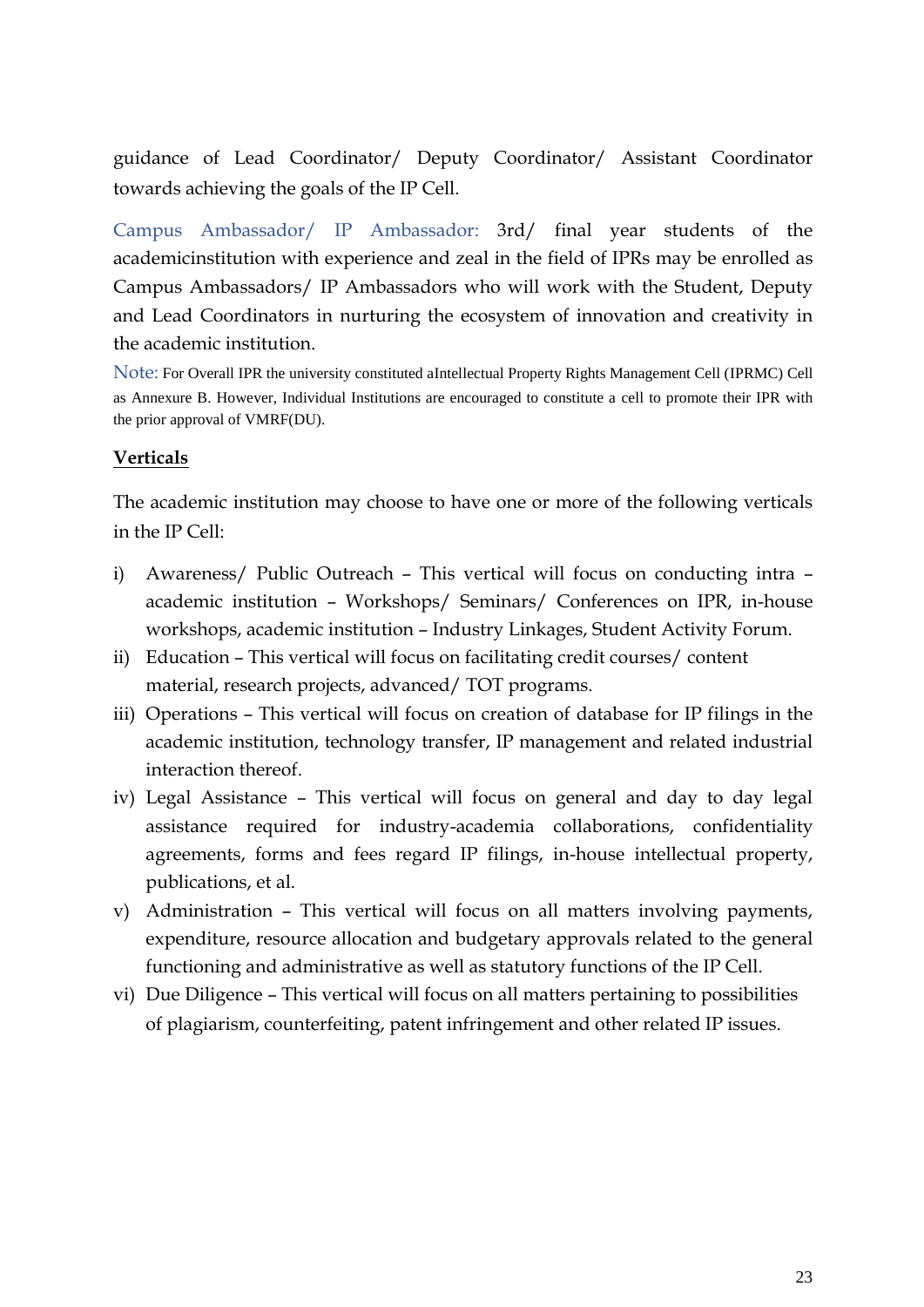guidance of Lead Coordinator/ Deputy Coordinator/ Assistant Coordinator towards achieving the goals of the IP Cell.

Campus Ambassador/ IP Ambassador: 3rd/ final year students of the academicinstitution with experience and zeal in the field of IPRs may be enrolled as Campus Ambassadors/ IP Ambassadors who will work with the Student, Deputy and Lead Coordinators in nurturing the ecosystem of innovation and creativity in the academic institution.

Note: For Overall IPR the university constituted aIntellectual Property Rights Management Cell (IPRMC) Cell as Annexure B. However, Individual Institutions are encouraged to constitute a cell to promote their IPR with the prior approval of VMRF(DU).

## Verticals

The academic institution may choose to have one or more of the following verticals in the IP Cell:

i) Awareness/ Public Outreach – This vertical will focus on conducting intra – academic institution – Workshops/ Seminars/ Conferences on IPR, in-house workshops, academic institution – Industry Linkages, Student Activity Forum.
ii) Education – This vertical will focus on facilitating credit courses/ content material, research projects, advanced/ TOT programs.
iii) Operations – This vertical will focus on creation of database for IP filings in the academic institution, technology transfer, IP management and related industrial interaction thereof.
iv) Legal Assistance – This vertical will focus on general and day to day legal assistance required for industry-academia collaborations, confidentiality agreements, forms and fees regard IP filings, in-house intellectual property, publications, et al.
v) Administration – This vertical will focus on all matters involving payments, expenditure, resource allocation and budgetary approvals related to the general functioning and administrative as well as statutory functions of the IP Cell.
vi) Due Diligence – This vertical will focus on all matters pertaining to possibilities of plagiarism, counterfeiting, patent infringement and other related IP issues.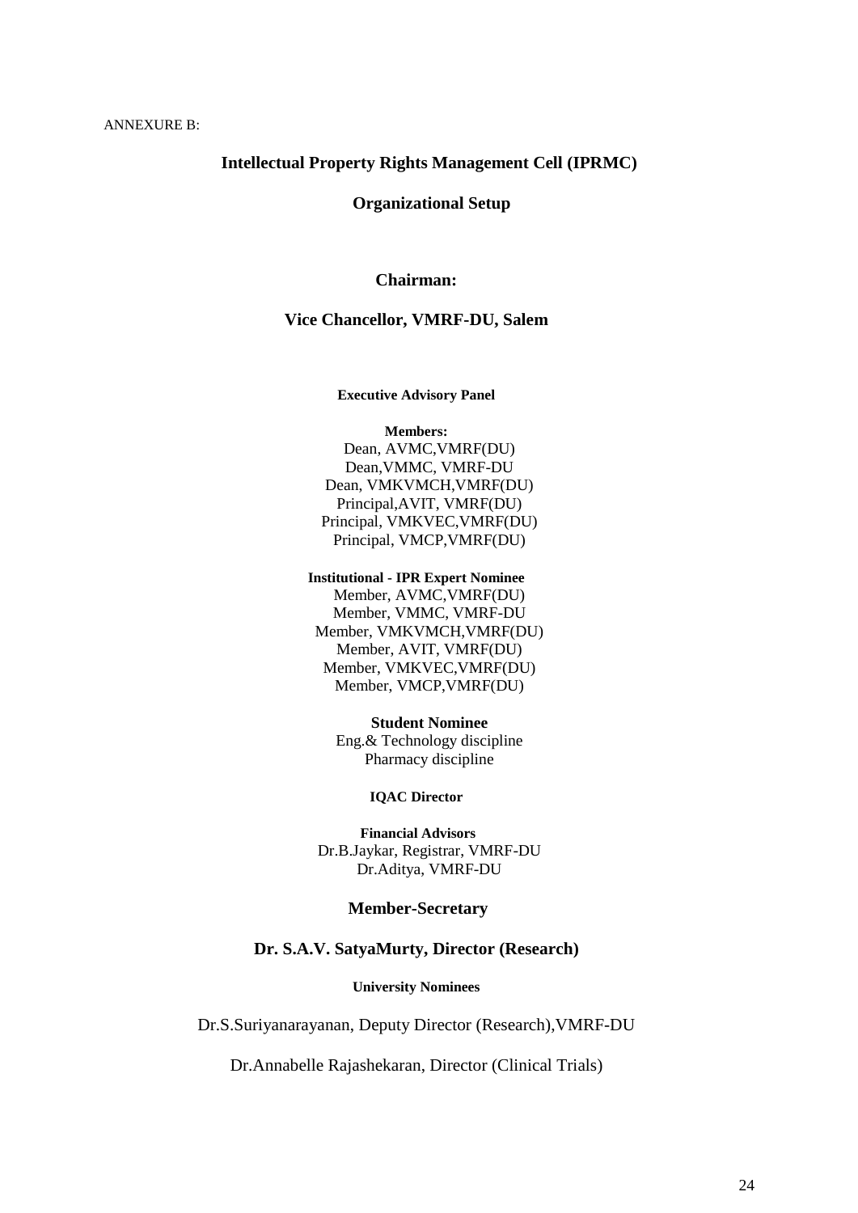ANNEXURE B:

## Intellectual Property Rights Management Cell (IPRMC)

### Organizational Setup

**Chairman:**

**Vice Chancellor, VMRF-DU, Salem**

**Executive Advisory Panel**

**Members:**

Dean, AVMC,VMRF(DU)
Dean,VMMC, VMRF-DU
Dean, VMKVMCH,VMRF(DU)
Principal,AVIT, VMRF(DU)
Principal, VMKVEC,VMRF(DU)
Principal, VMCP,VMRF(DU)

**Institutional - IPR Expert Nominee**

Member, AVMC,VMRF(DU)
Member, VMMC, VMRF-DU
Member, VMKVMCH,VMRF(DU)
Member, AVIT, VMRF(DU)
Member, VMKVEC,VMRF(DU)
Member, VMCP,VMRF(DU)

**Student Nominee**

Eng.& Technology discipline
Pharmacy discipline

**IQAC Director**

**Financial Advisors**

Dr.B.Jaykar, Registrar, VMRF-DU
Dr.Aditya, VMRF-DU

**Member-Secretary**

**Dr. S.A.V. SatyaMurty, Director (Research)**

**University Nominees**

Dr.S.Suriyanarayanan, Deputy Director (Research),VMRF-DU

Dr.Annabelle Rajashekaran, Director (Clinical Trials)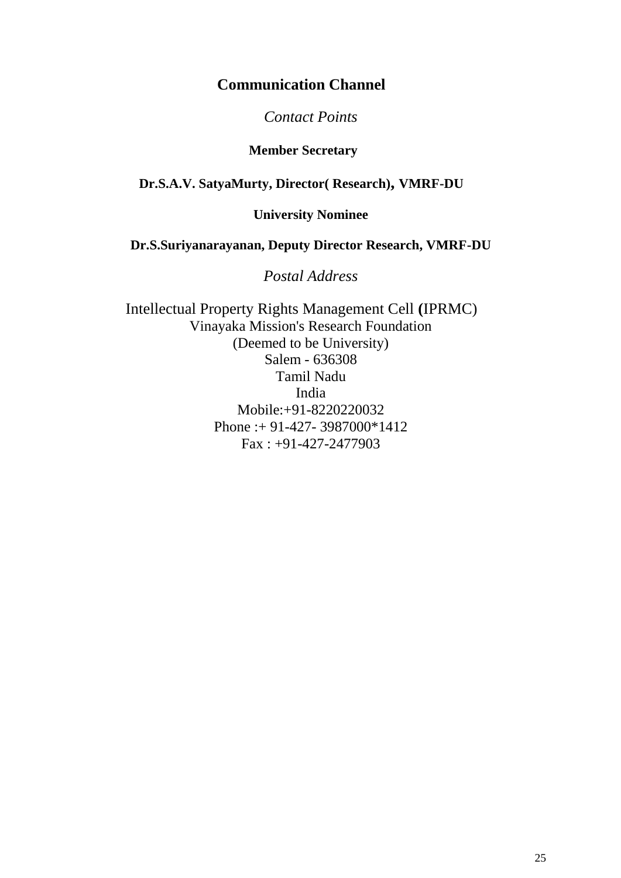## Communication Channel

*Contact Points*

**Member Secretary**

**Dr.S.A.V. SatyaMurty, Director( Research), VMRF-DU**

**University Nominee**

**Dr.S.Suriyanarayanan, Deputy Director Research, VMRF-DU**

*Postal Address*

Intellectual Property Rights Management Cell **(**IPRMC)
Vinayaka Mission's Research Foundation
(Deemed to be University)
Salem - 636308
Tamil Nadu
India
Mobile:+91-8220220032
Phone :+ 91-427- 3987000*1412
Fax : +91-427-2477903